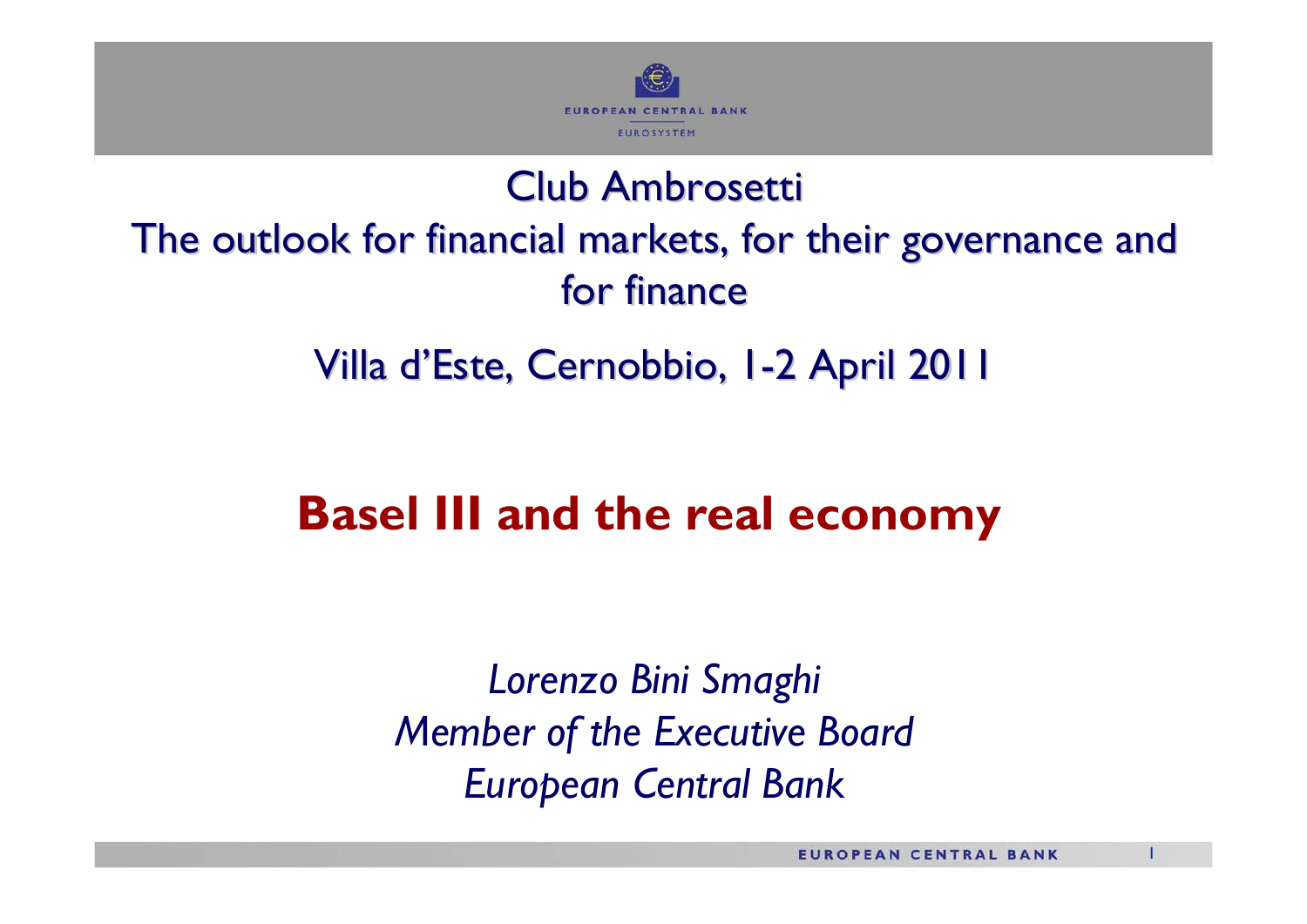Club Ambrosetti

The outlook for financial markets, for their governance and for finance

Villa d'Este, Cernobbio, 1-2 April 2011

# Basel III and the real economy

*Lorenzo Bini Smaghi*
*Member of the Executive Board*
*European Central Bank*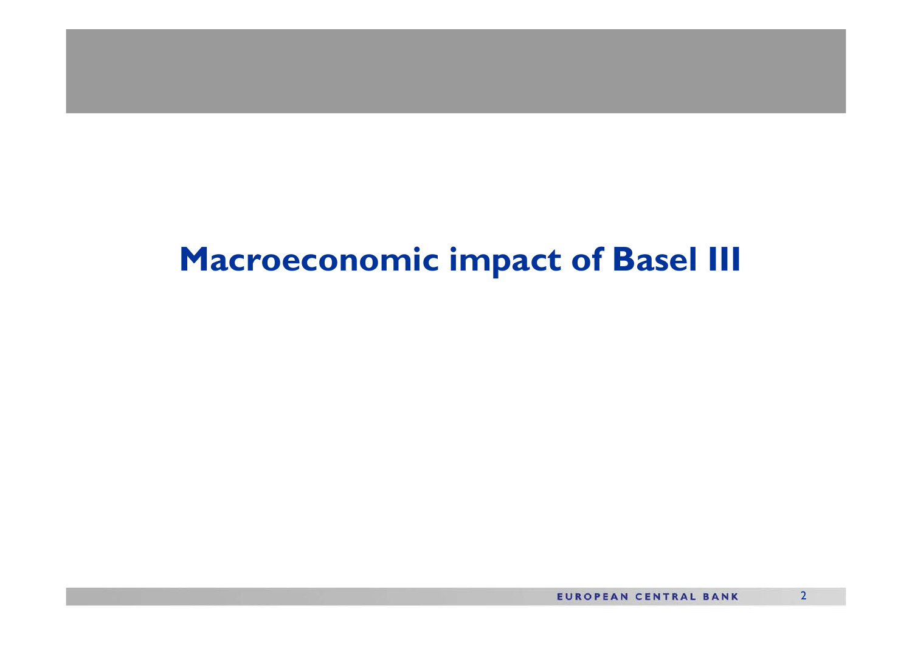# Macroeconomic impact of Basel III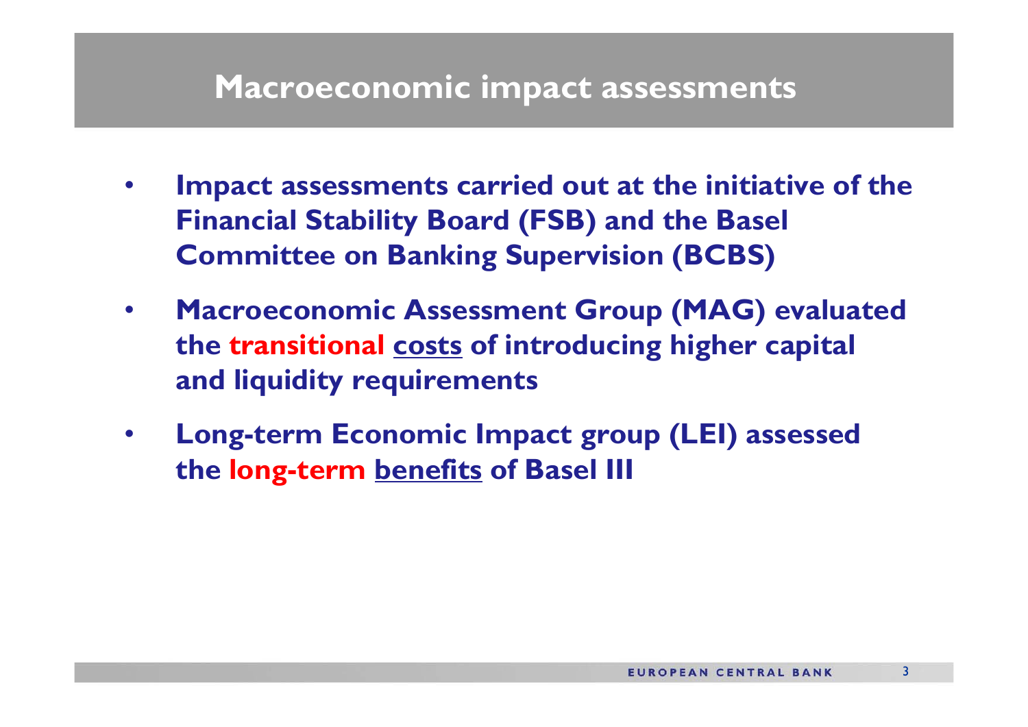# Macroeconomic impact assessments

- **Impact assessments carried out at the initiative of the Financial Stability Board (FSB) and the Basel Committee on Banking Supervision (BCBS)**
- **Macroeconomic Assessment Group (MAG) evaluated the transitional costs of introducing higher capital and liquidity requirements**
- **Long-term Economic Impact group (LEI) assessed the long-term benefits of Basel III**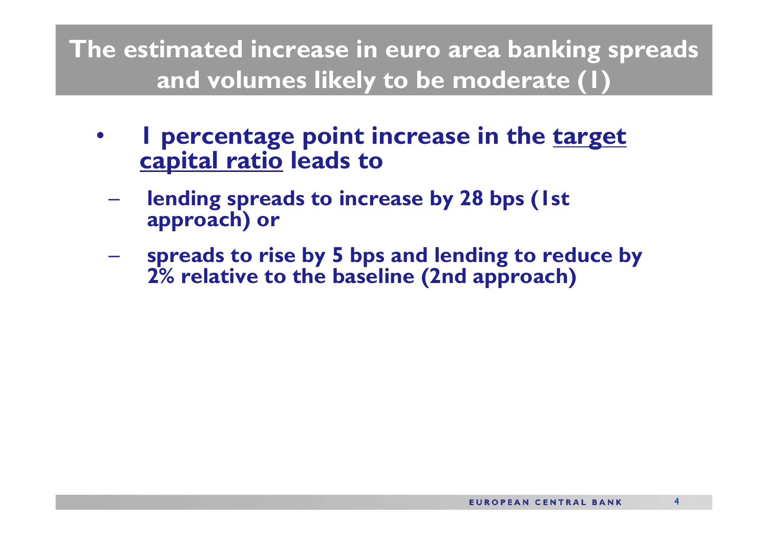# The estimated increase in euro area banking spreads and volumes likely to be moderate (1)

- **1 percentage point increase in the <u>target capital ratio</u> leads to**
  - **lending spreads to increase by 28 bps (1st approach) or**
  - **spreads to rise by 5 bps and lending to reduce by 2% relative to the baseline (2nd approach)**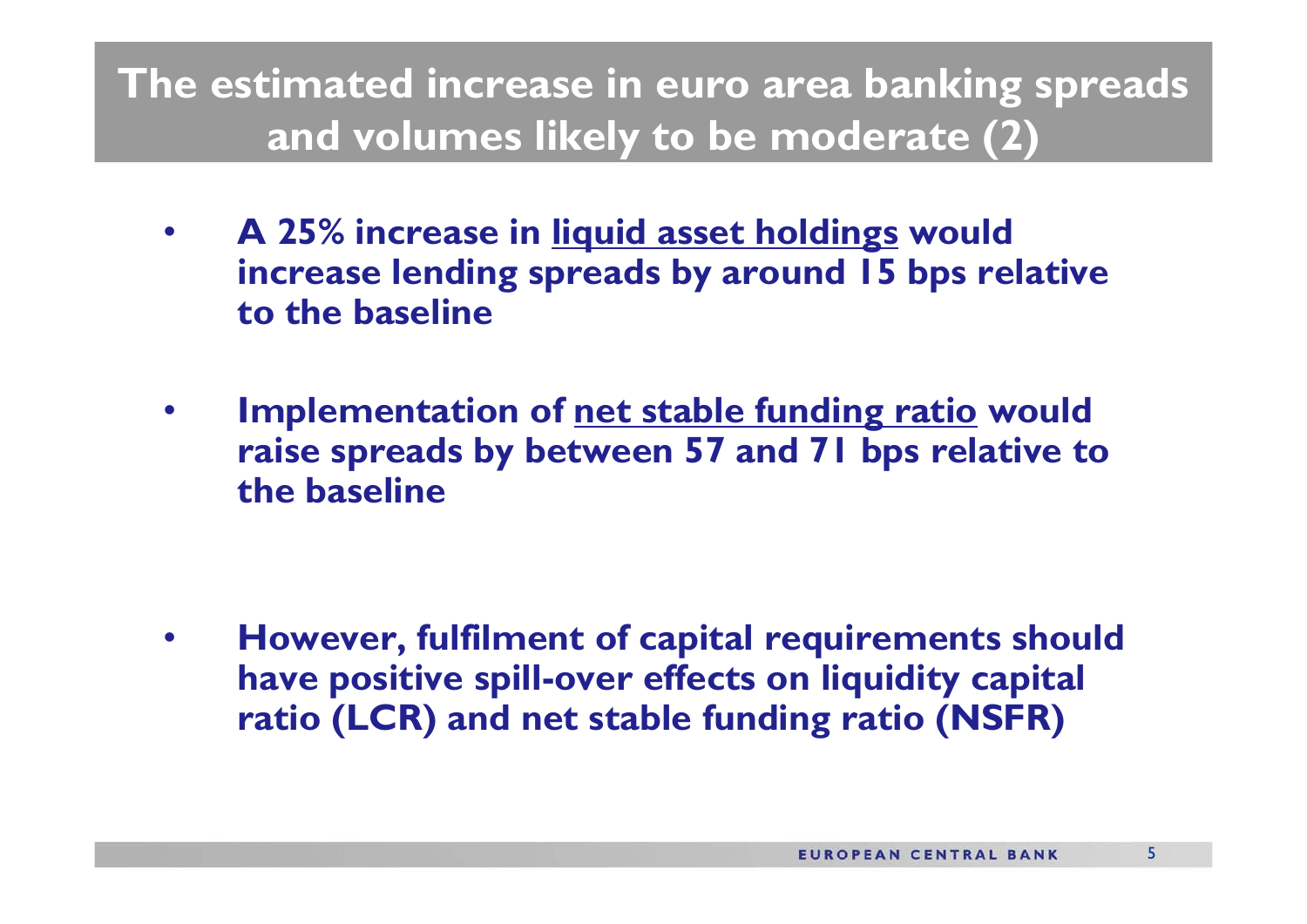# The estimated increase in euro area banking spreads and volumes likely to be moderate (2)

- **A 25% increase in <u>liquid asset holdings</u> would increase lending spreads by around 15 bps relative to the baseline**
- **Implementation of <u>net stable funding ratio</u> would raise spreads by between 57 and 71 bps relative to the baseline**
- **However, fulfilment of capital requirements should have positive spill-over effects on liquidity capital ratio (LCR) and net stable funding ratio (NSFR)**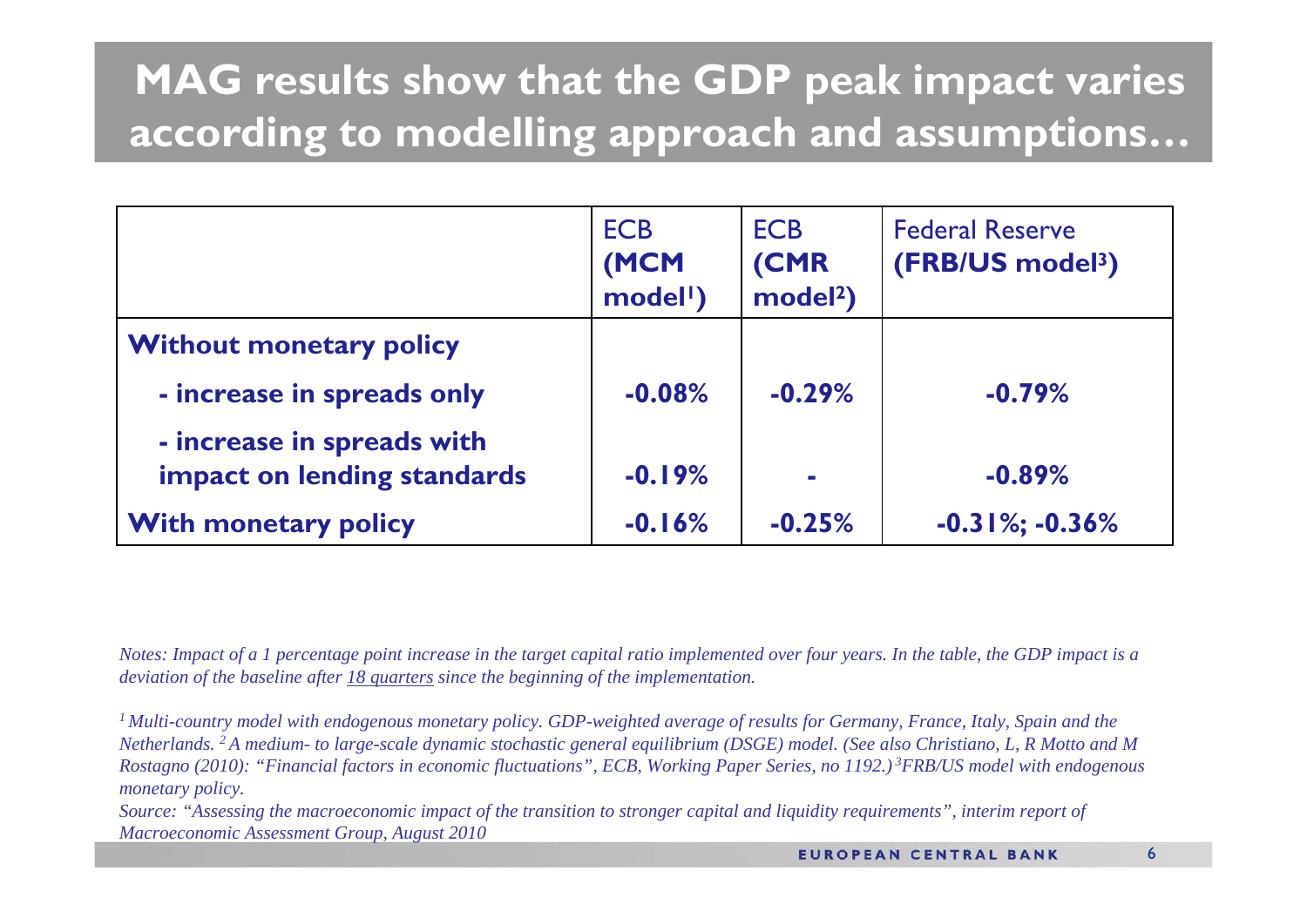# MAG results show that the GDP peak impact varies according to modelling approach and assumptions…

| | ECB (MCM model[1]) | ECB (CMR model[2]) | Federal Reserve (FRB/US model[3]) |
|---|---|---|---|
| **Without monetary policy** | | | |
| **- increase in spreads only** | **-0.08%** | **-0.29%** | **-0.79%** |
| **- increase in spreads with impact on lending standards** | **-0.19%** | **-** | **-0.89%** |
| **With monetary policy** | **-0.16%** | **-0.25%** | **-0.31%; -0.36%** |

*Notes: Impact of a 1 percentage point increase in the target capital ratio implemented over four years. In the table, the GDP impact is a deviation of the baseline after 18 quarters since the beginning of the implementation.*

*[1] Multi-country model with endogenous monetary policy. GDP-weighted average of results for Germany, France, Italy, Spain and the Netherlands. [2] A medium- to large-scale dynamic stochastic general equilibrium (DSGE) model. (See also Christiano, L, R Motto and M Rostagno (2010): "Financial factors in economic fluctuations", ECB, Working Paper Series, no 1192.) [3] FRB/US model with endogenous monetary policy.*

*Source: "Assessing the macroeconomic impact of the transition to stronger capital and liquidity requirements", interim report of Macroeconomic Assessment Group, August 2010*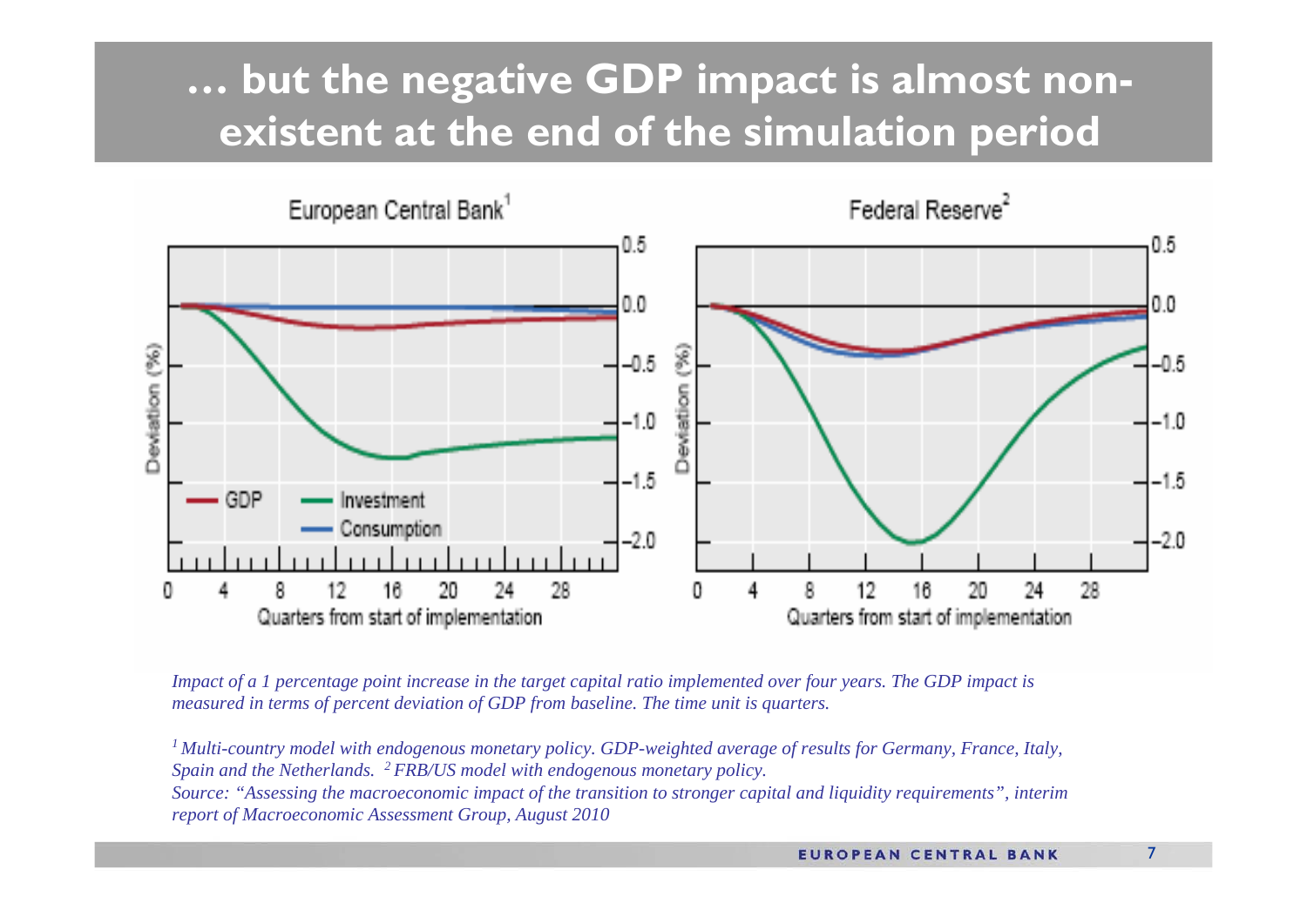# … but the negative GDP impact is almost non-existent at the end of the simulation period

*Impact of a 1 percentage point increase in the target capital ratio implemented over four years. The GDP impact is measured in terms of percent deviation of GDP from baseline. The time unit is quarters.*

*[1] Multi-country model with endogenous monetary policy. GDP-weighted average of results for Germany, France, Italy, Spain and the Netherlands. [2] FRB/US model with endogenous monetary policy.*
*Source: "Assessing the macroeconomic impact of the transition to stronger capital and liquidity requirements", interim report of Macroeconomic Assessment Group, August 2010*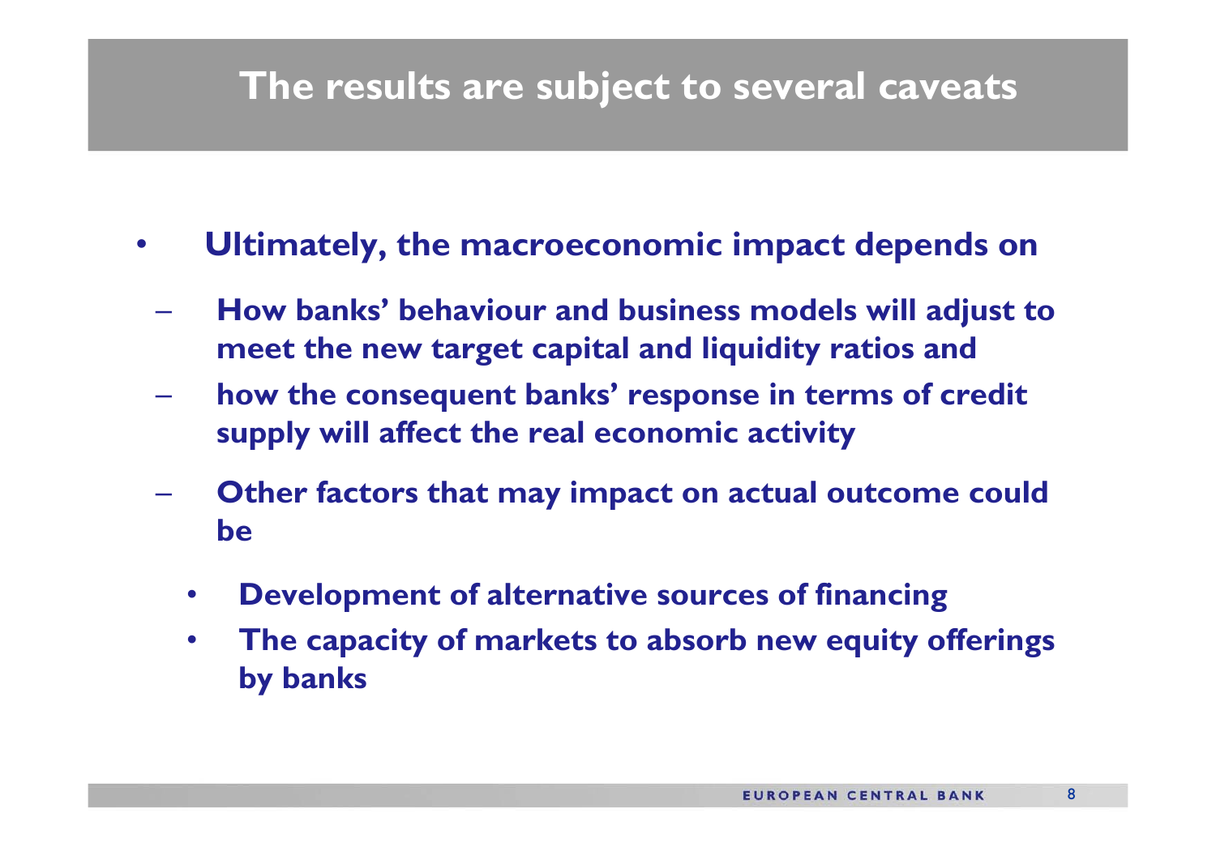# The results are subject to several caveats

- **Ultimately, the macroeconomic impact depends on**
  - **How banks' behaviour and business models will adjust to meet the new target capital and liquidity ratios and**
  - **how the consequent banks' response in terms of credit supply will affect the real economic activity**
  - **Other factors that may impact on actual outcome could be**
    - **Development of alternative sources of financing**
    - **The capacity of markets to absorb new equity offerings by banks**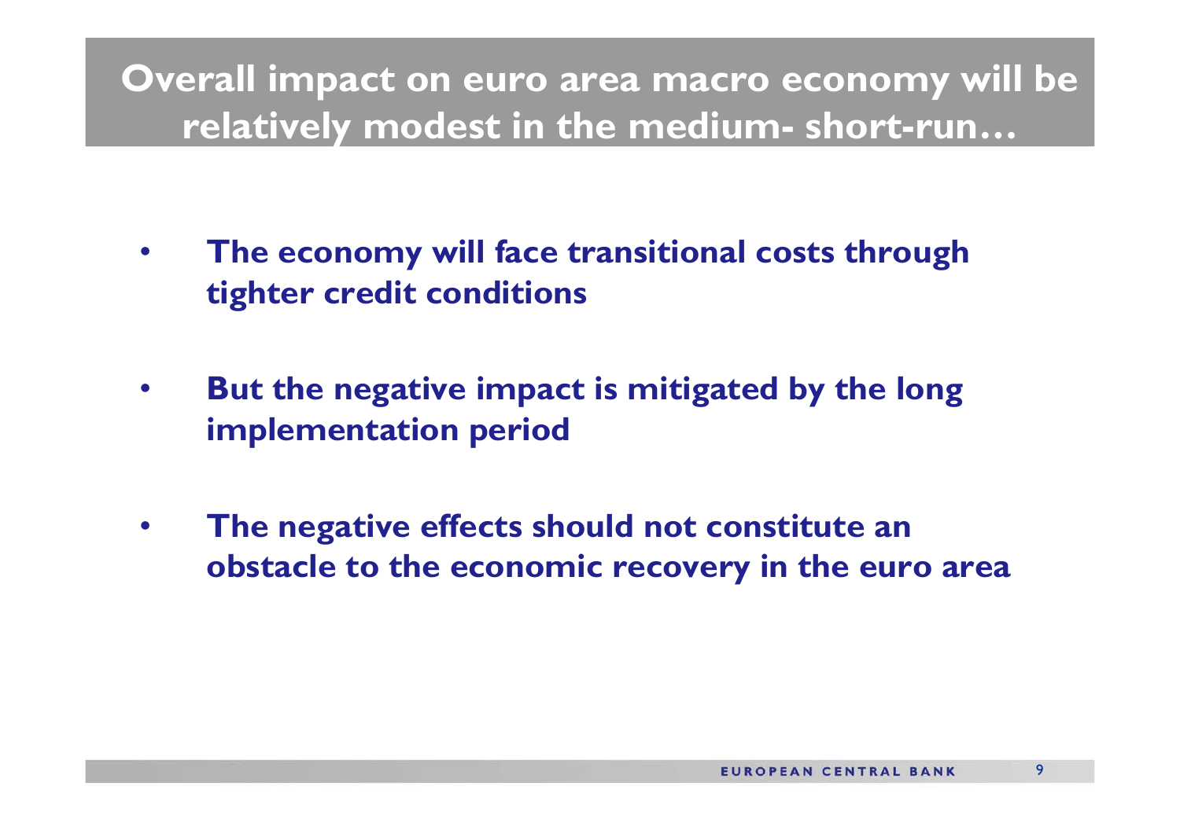# Overall impact on euro area macro economy will be relatively modest in the medium- short-run…

- **The economy will face transitional costs through tighter credit conditions**
- **But the negative impact is mitigated by the long implementation period**
- **The negative effects should not constitute an obstacle to the economic recovery in the euro area**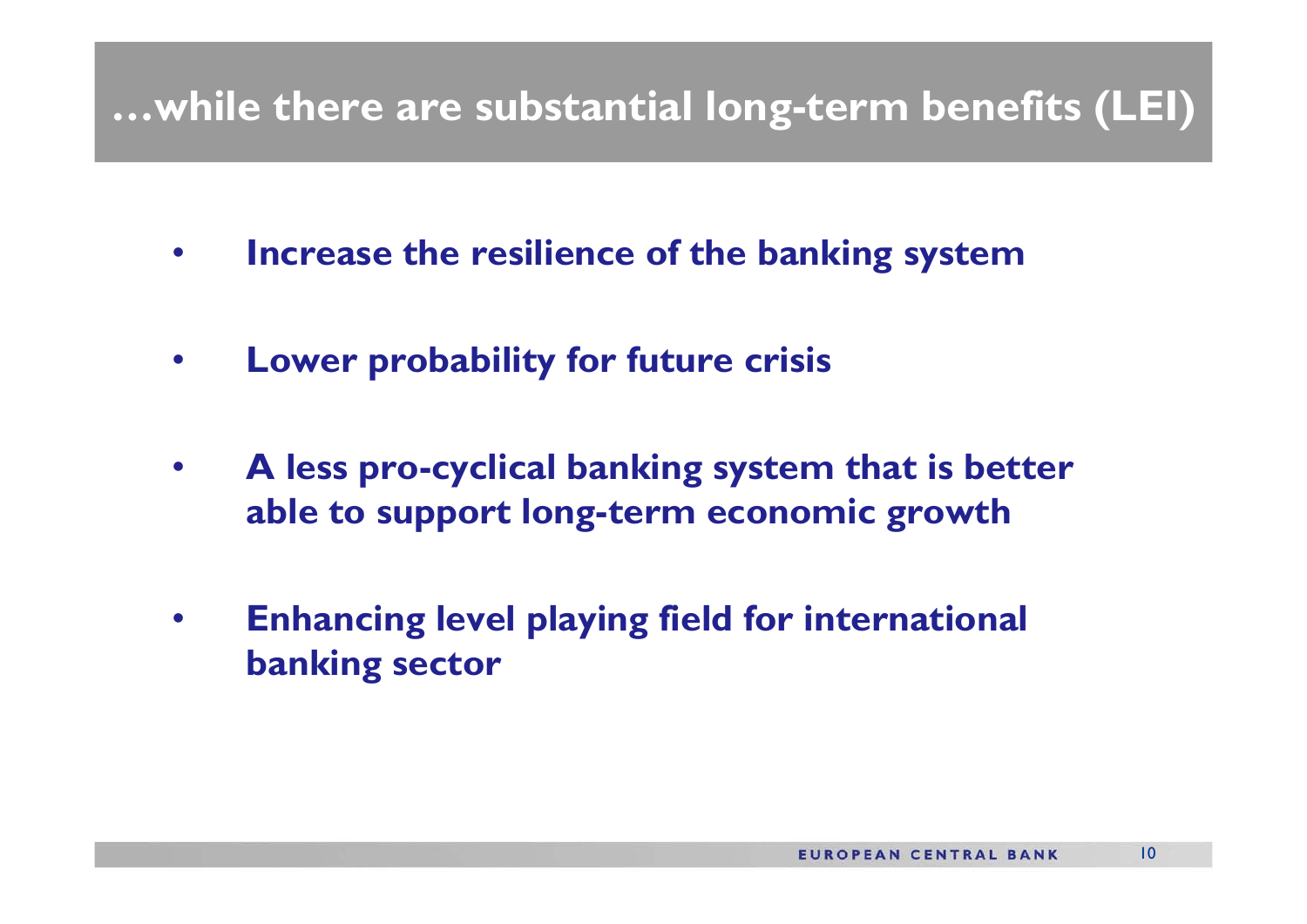# …while there are substantial long-term benefits (LEI)

- **Increase the resilience of the banking system**
- **Lower probability for future crisis**
- **A less pro-cyclical banking system that is better able to support long-term economic growth**
- **Enhancing level playing field for international banking sector**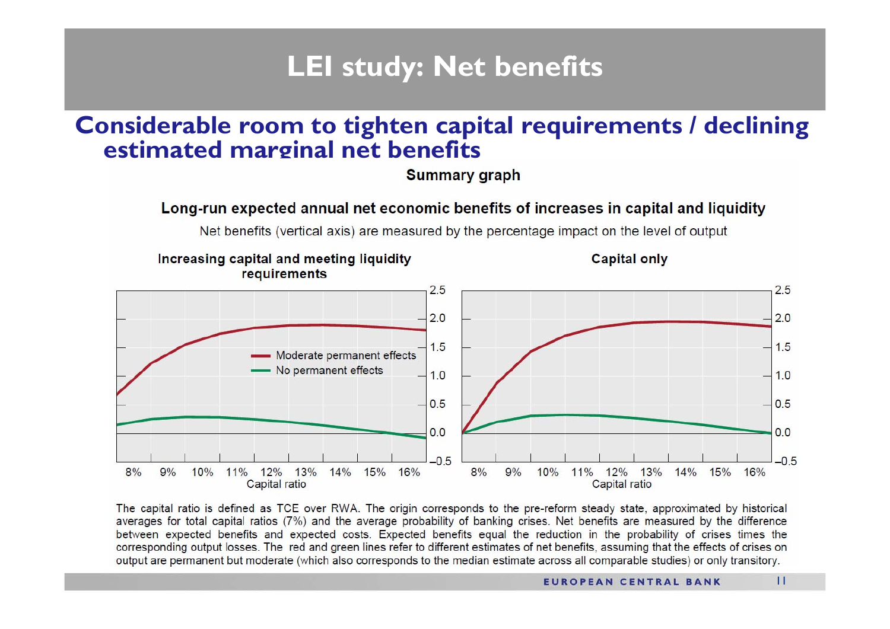# LEI study: Net benefits

## Considerable room to tighten capital requirements / declining estimated marginal net benefits

**Summary graph**

**Long-run expected annual net economic benefits of increases in capital and liquidity**

Net benefits (vertical axis) are measured by the percentage impact on the level of output

**Increasing capital and meeting liquidity requirements**

**Capital only**

- Moderate permanent effects
- No permanent effects

Capital ratio: 8% 9% 10% 11% 12% 13% 14% 15% 16%

The capital ratio is defined as TCE over RWA. The origin corresponds to the pre-reform steady state, approximated by historical averages for total capital ratios (7%) and the average probability of banking crises. Net benefits are measured by the difference between expected benefits and expected costs. Expected benefits equal the reduction in the probability of crises times the corresponding output losses. The red and green lines refer to different estimates of net benefits, assuming that the effects of crises on output are permanent but moderate (which also corresponds to the median estimate across all comparable studies) or only transitory.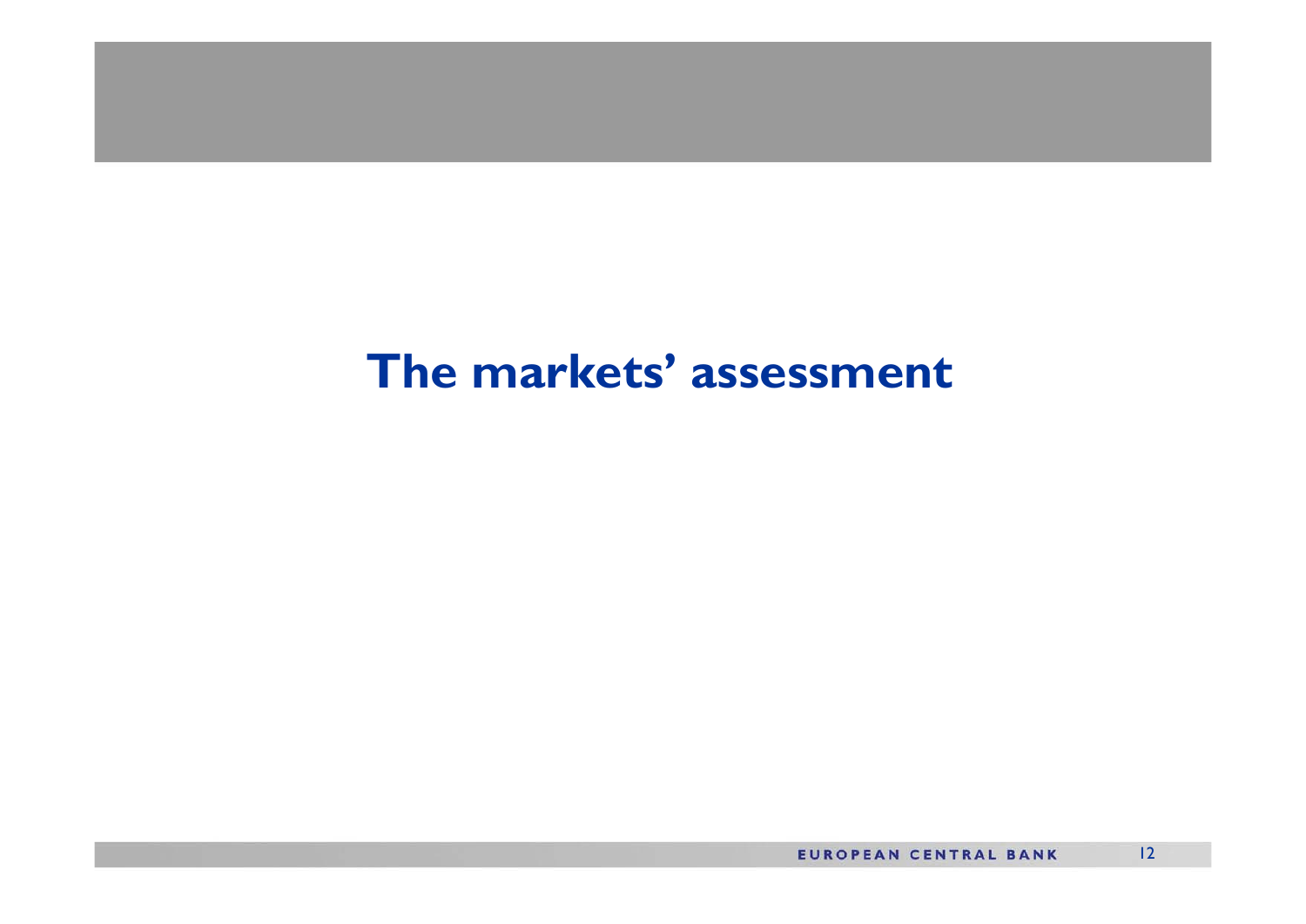# The markets' assessment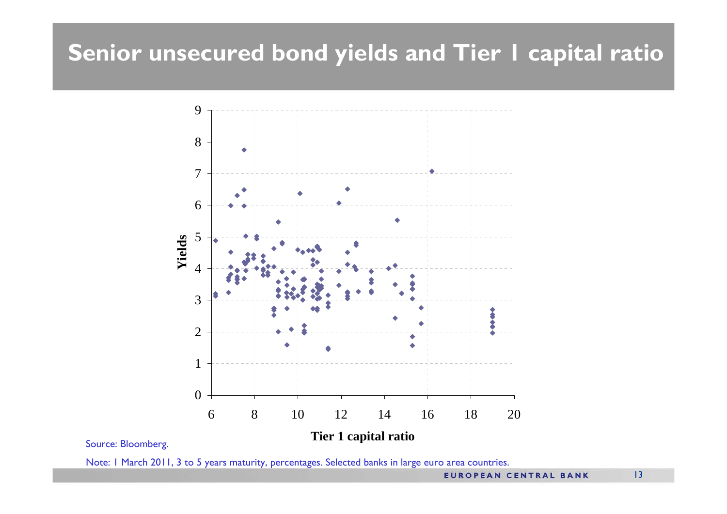# Senior unsecured bond yields and Tier 1 capital ratio

Source: Bloomberg.

Note: 1 March 2011, 3 to 5 years maturity, percentages. Selected banks in large euro area countries.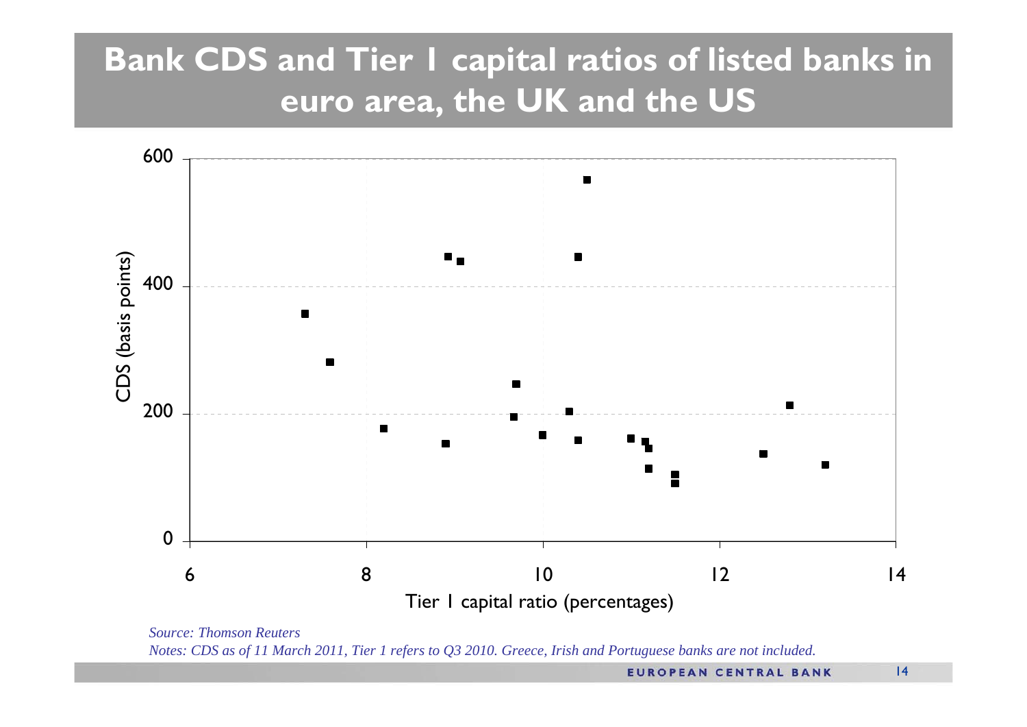# Bank CDS and Tier 1 capital ratios of listed banks in euro area, the UK and the US

CDS (basis points)

Tier 1 capital ratio (percentages)

*Source: Thomson Reuters*

*Notes: CDS as of 11 March 2011, Tier 1 refers to Q3 2010. Greece, Irish and Portuguese banks are not included.*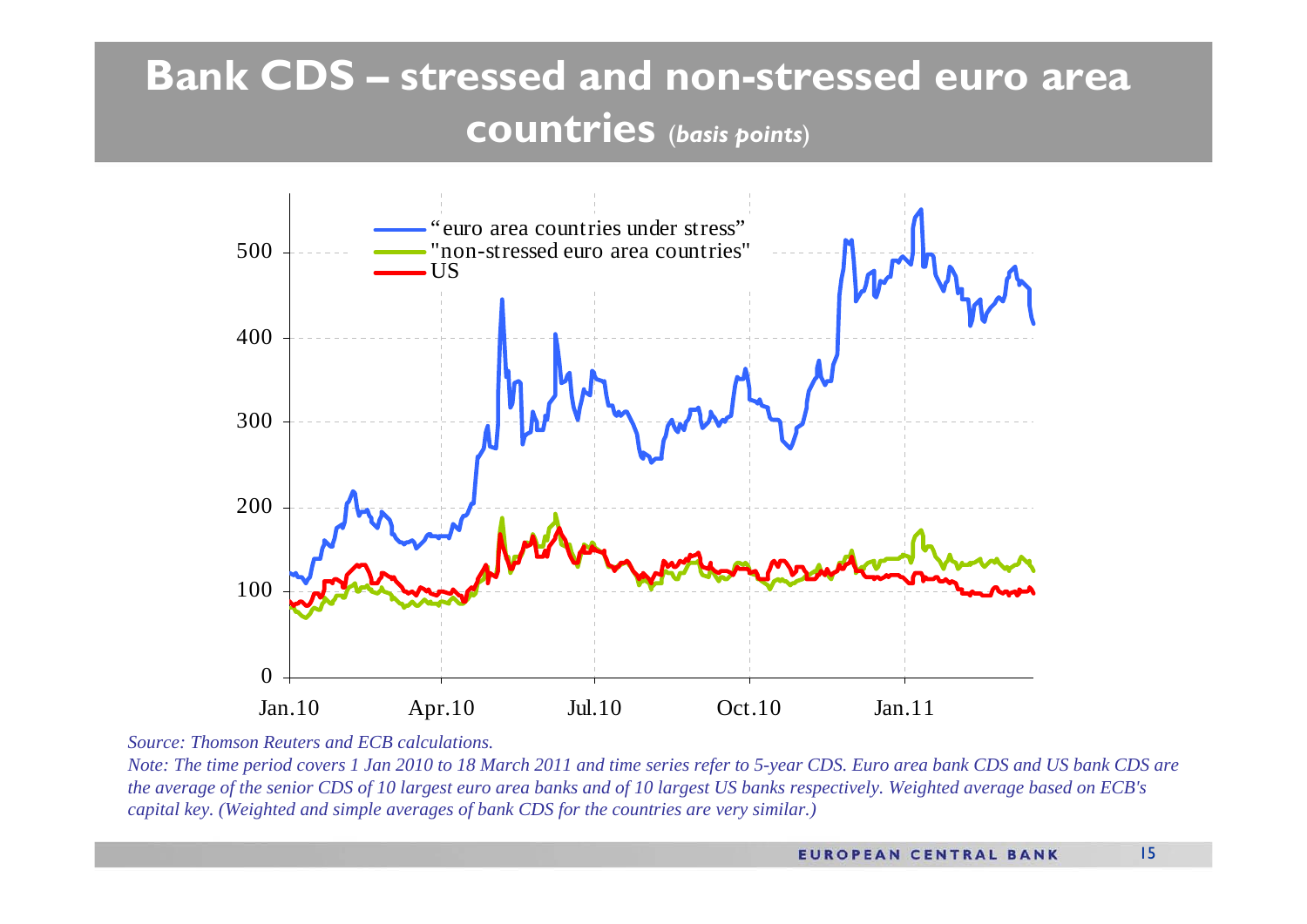# Bank CDS – stressed and non-stressed euro area countries (*basis points*)

*Source: Thomson Reuters and ECB calculations.*

*Note: The time period covers 1 Jan 2010 to 18 March 2011 and time series refer to 5-year CDS. Euro area bank CDS and US bank CDS are the average of the senior CDS of 10 largest euro area banks and of 10 largest US banks respectively. Weighted average based on ECB's capital key. (Weighted and simple averages of bank CDS for the countries are very similar.)*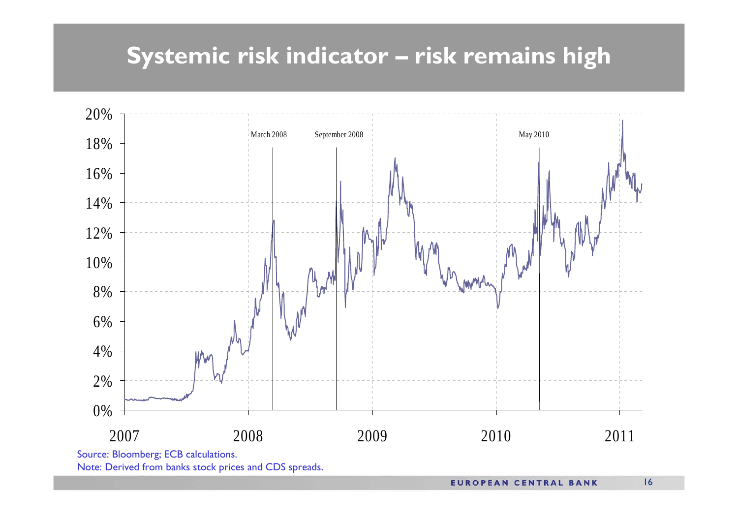# Systemic risk indicator – risk remains high

Source: Bloomberg; ECB calculations.

Note: Derived from banks stock prices and CDS spreads.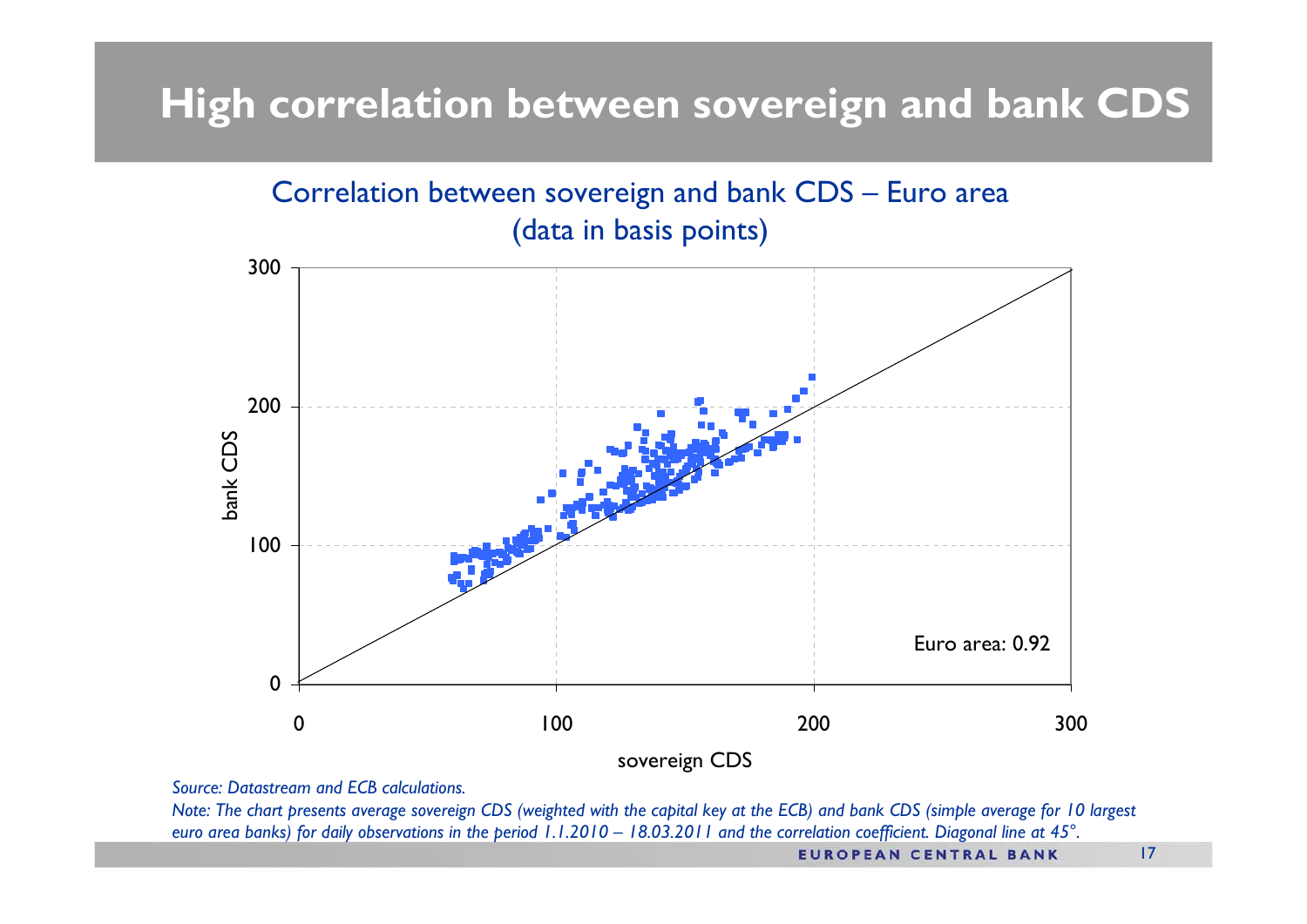# High correlation between sovereign and bank CDS

Correlation between sovereign and bank CDS – Euro area
(data in basis points)

Euro area: 0.92

*Source: Datastream and ECB calculations.*

*Note: The chart presents average sovereign CDS (weighted with the capital key at the ECB) and bank CDS (simple average for 10 largest euro area banks) for daily observations in the period 1.1.2010 – 18.03.2011 and the correlation coefficient. Diagonal line at 45°.*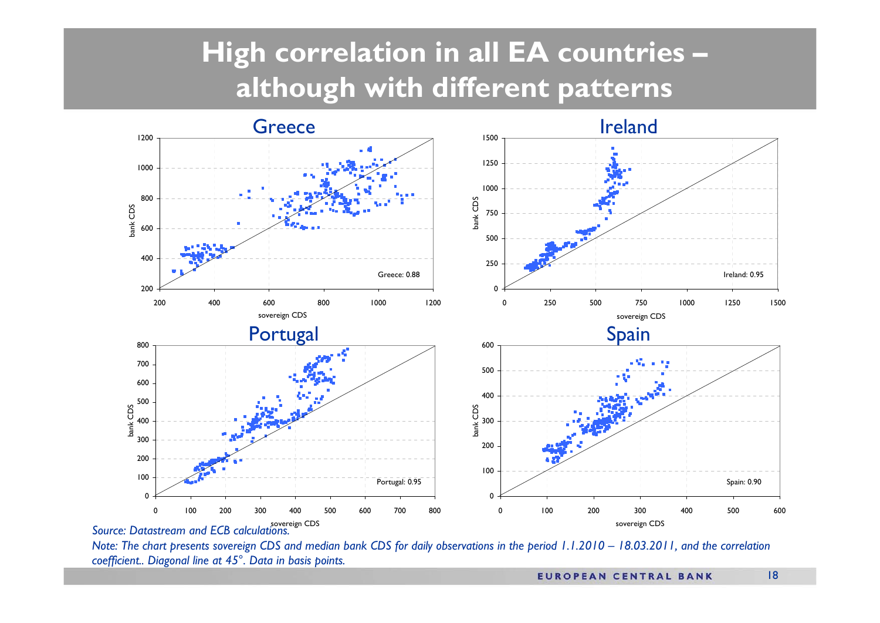# High correlation in all EA countries – although with different patterns

## Greece

Greece: 0.88

## Ireland

Ireland: 0.95

## Portugal

Portugal: 0.95

## Spain

Spain: 0.90

*Source: Datastream and ECB calculations.*

*Note: The chart presents sovereign CDS and median bank CDS for daily observations in the period 1.1.2010 – 18.03.2011, and the correlation coefficient.. Diagonal line at 45°. Data in basis points.*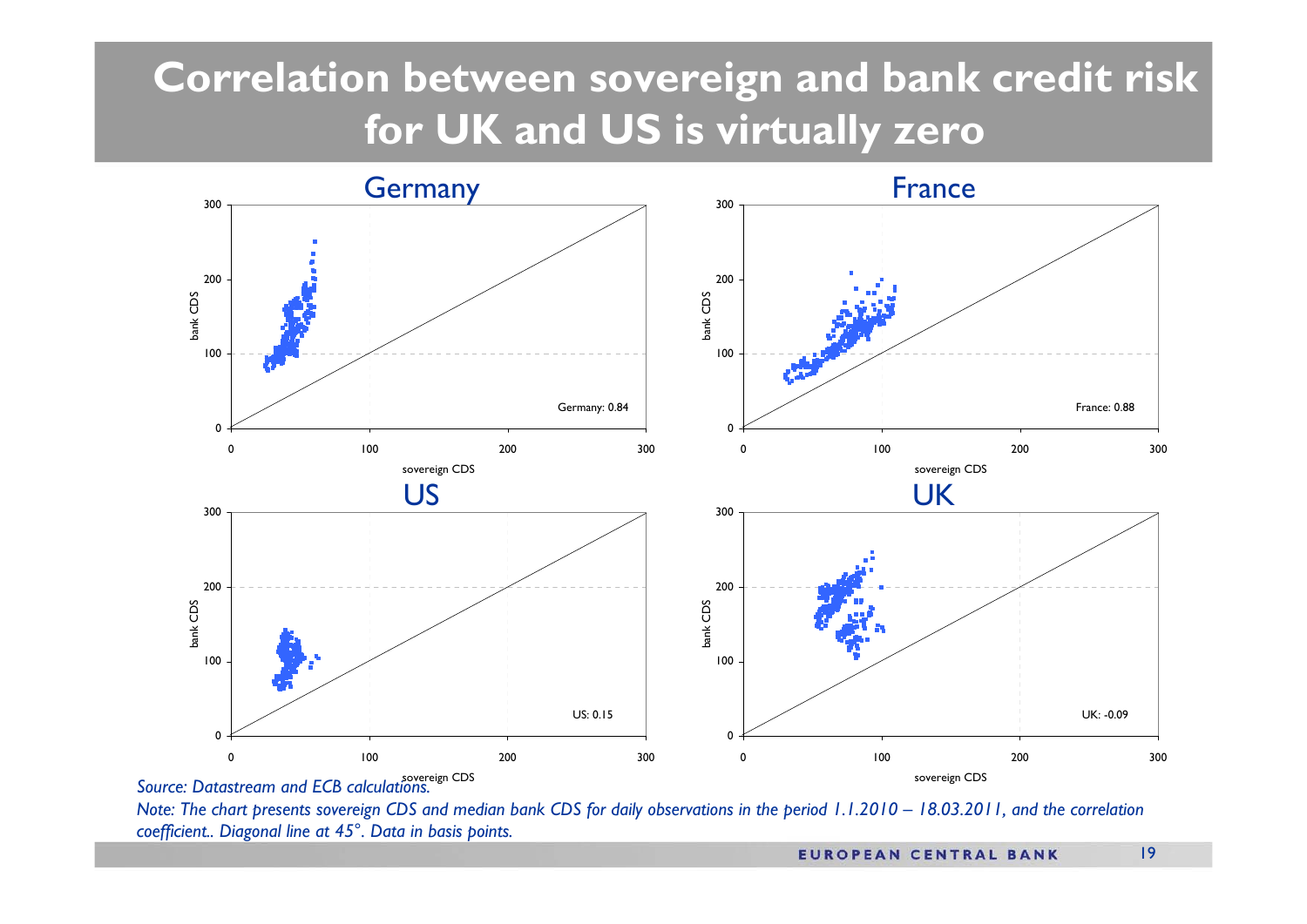# Correlation between sovereign and bank credit risk for UK and US is virtually zero

Germany

Germany: 0.84

France

France: 0.88

US

US: 0.15

UK

UK: -0.09

*Source: Datastream and ECB calculations.*

*Note: The chart presents sovereign CDS and median bank CDS for daily observations in the period 1.1.2010 – 18.03.2011, and the correlation coefficient.. Diagonal line at 45°. Data in basis points.*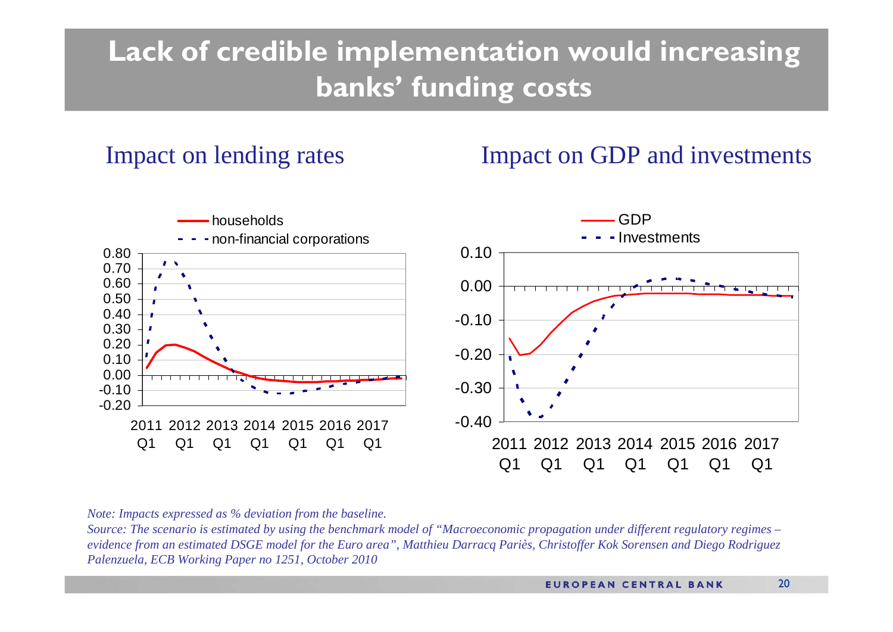# Lack of credible implementation would increasing banks' funding costs

## Impact on lending rates

## Impact on GDP and investments

*Note: Impacts expressed as % deviation from the baseline.*

*Source: The scenario is estimated by using the benchmark model of "Macroeconomic propagation under different regulatory regimes – evidence from an estimated DSGE model for the Euro area", Matthieu Darracq Pariès, Christoffer Kok Sorensen and Diego Rodriguez Palenzuela, ECB Working Paper no 1251, October 2010*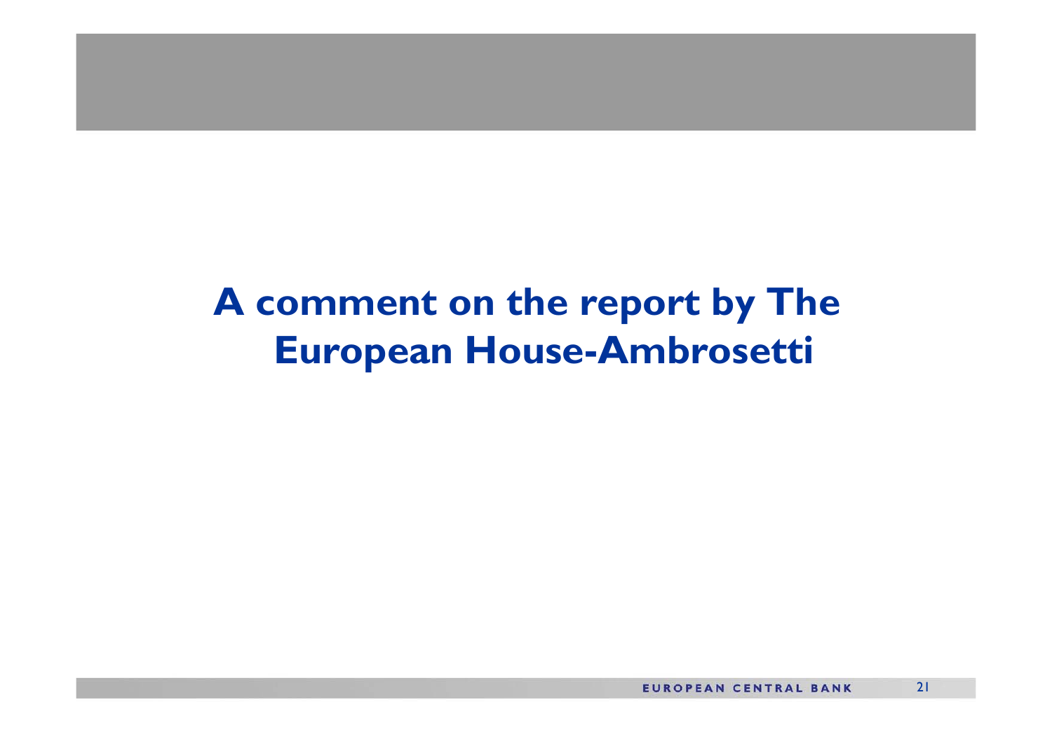# A comment on the report by The European House-Ambrosetti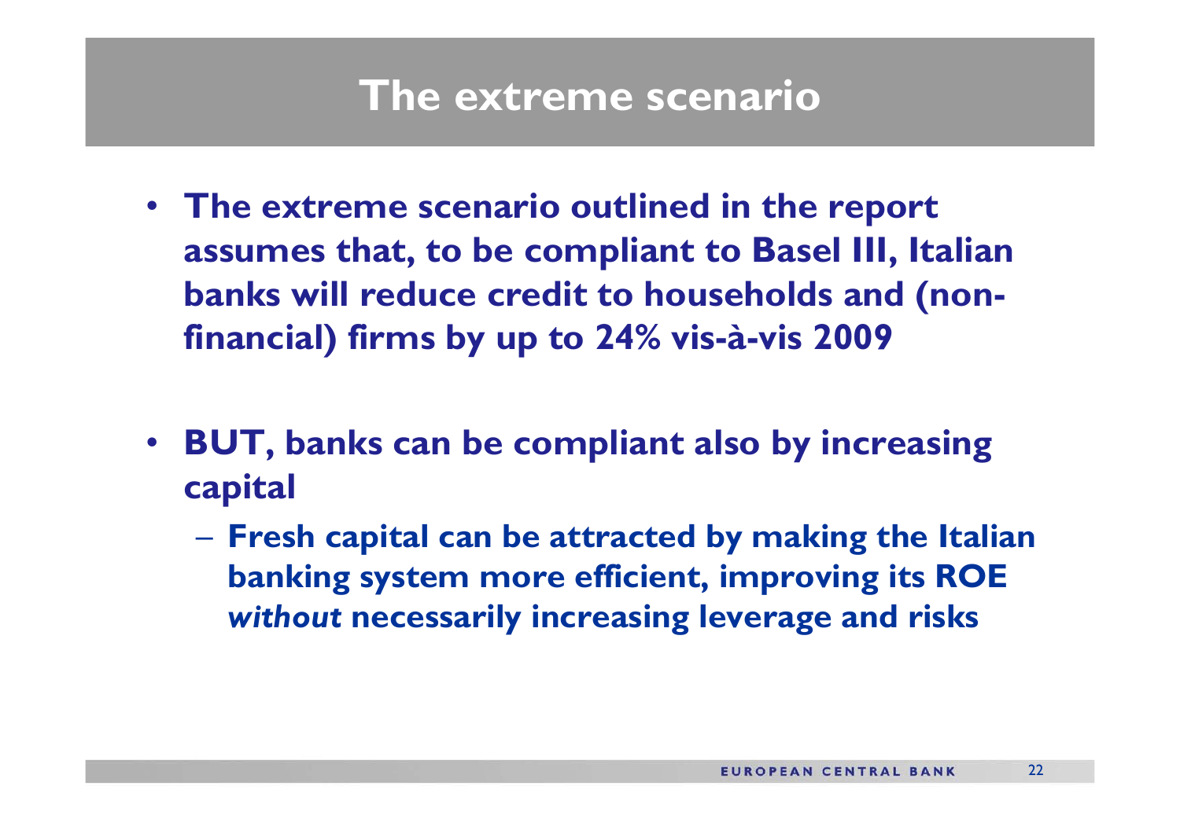# The extreme scenario

- **The extreme scenario outlined in the report assumes that, to be compliant to Basel III, Italian banks will reduce credit to households and (non-financial) firms by up to 24% vis-à-vis 2009**

- **BUT, banks can be compliant also by increasing capital**
  - **Fresh capital can be attracted by making the Italian banking system more efficient, improving its ROE *without* necessarily increasing leverage and risks**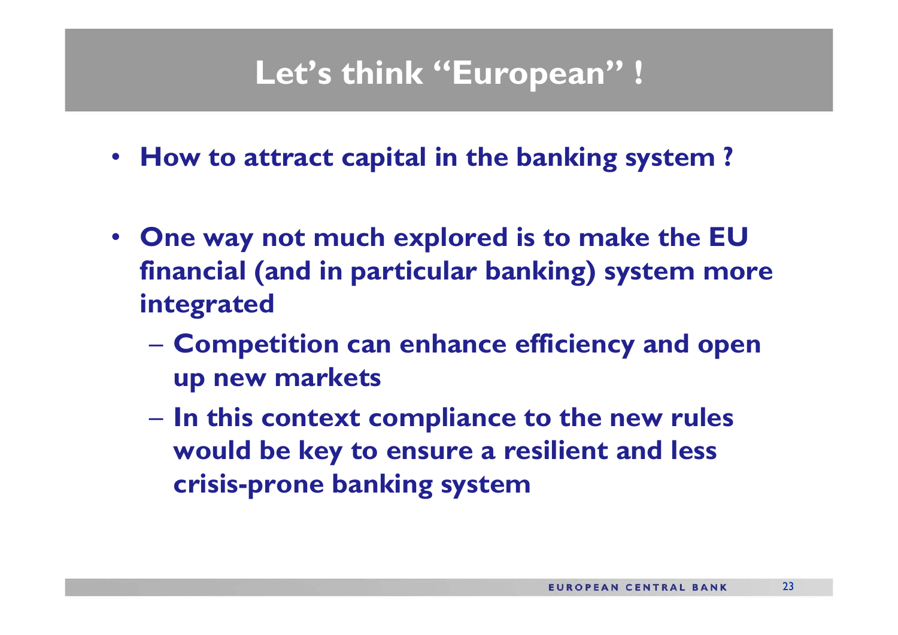# Let’s think “European” !

- **How to attract capital in the banking system ?**
- **One way not much explored is to make the EU financial (and in particular banking) system more integrated**
  - **Competition can enhance efficiency and open up new markets**
  - **In this context compliance to the new rules would be key to ensure a resilient and less crisis-prone banking system**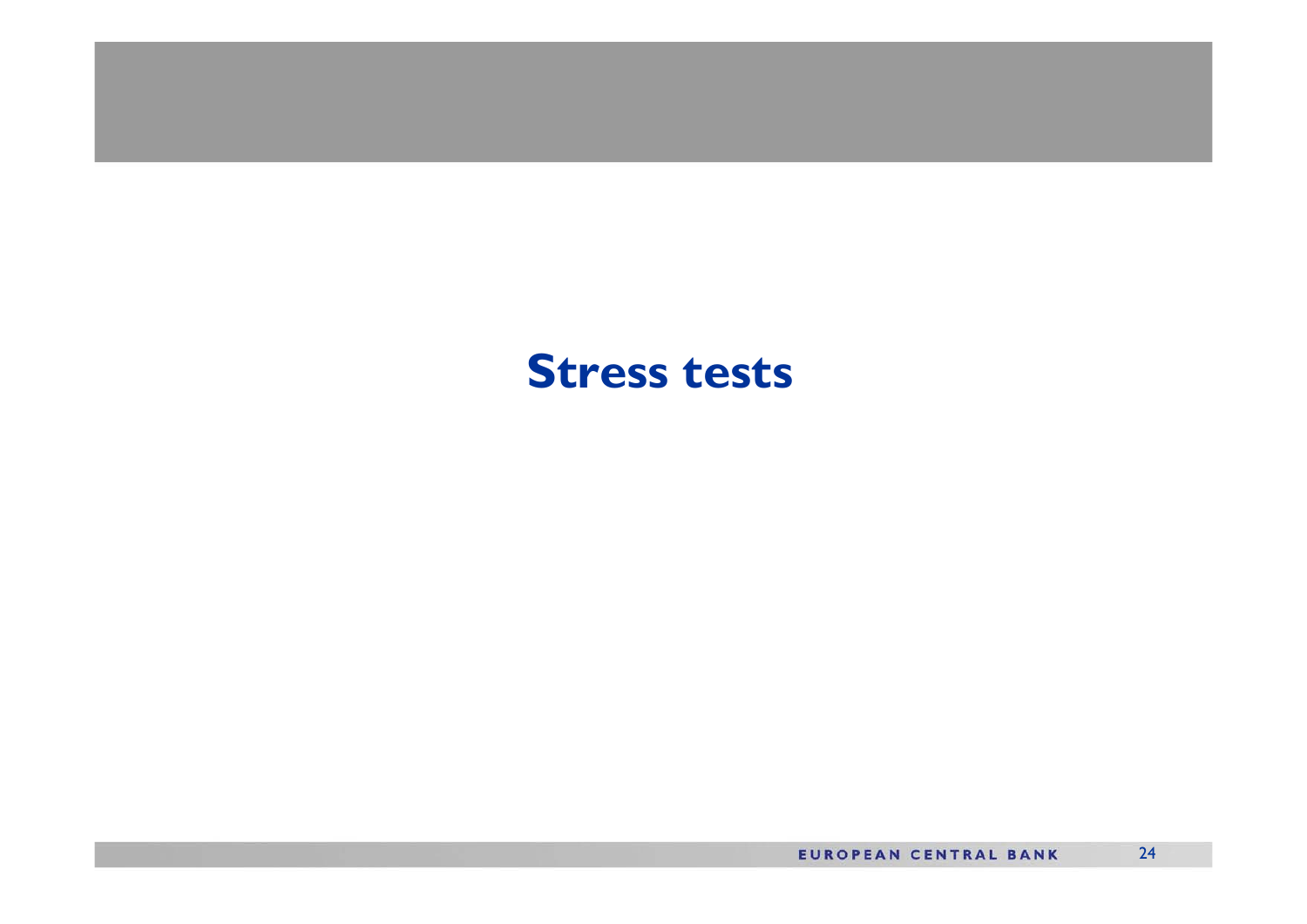# Stress tests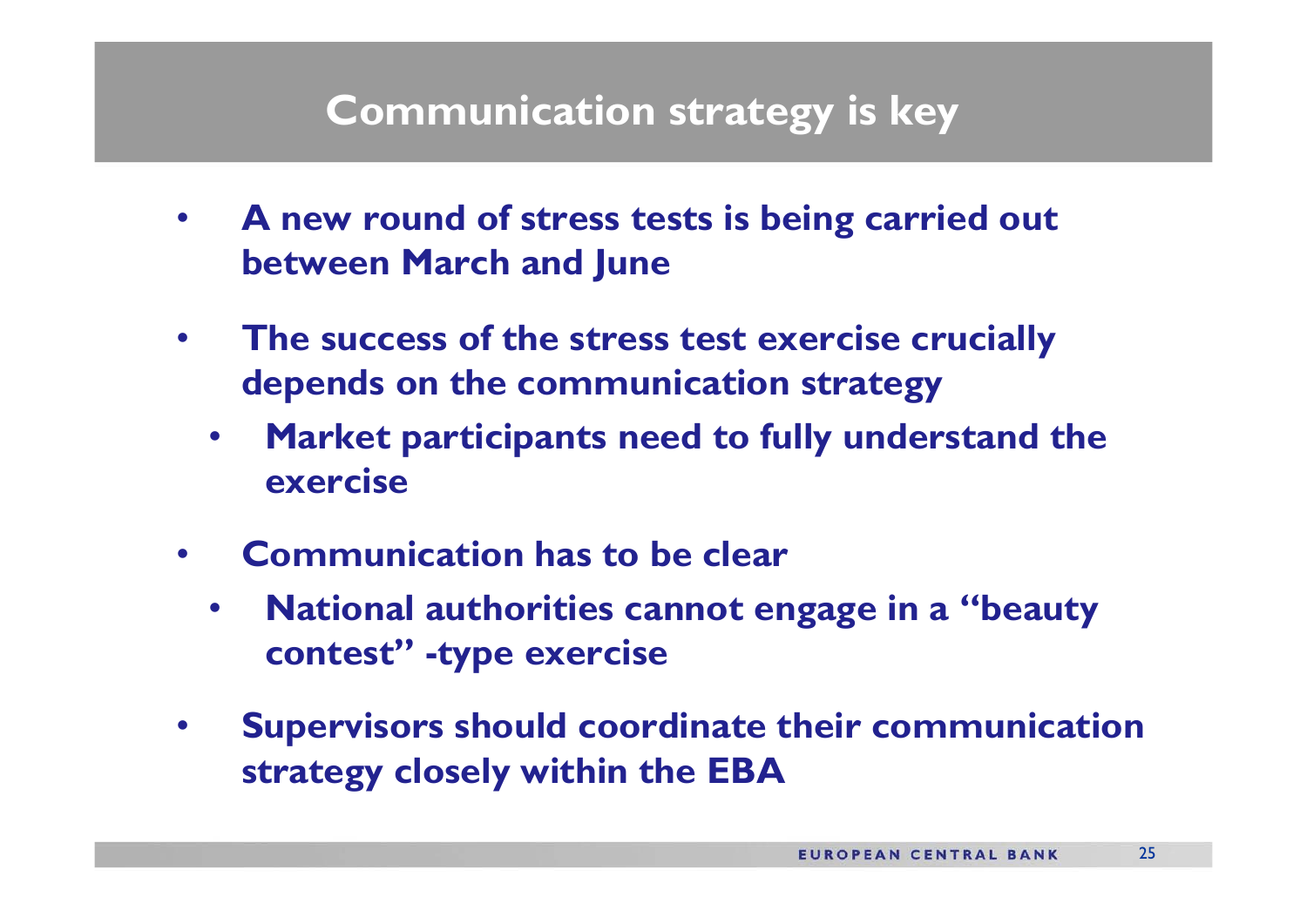# Communication strategy is key

- **A new round of stress tests is being carried out between March and June**
- **The success of the stress test exercise crucially depends on the communication strategy**
  - **Market participants need to fully understand the exercise**
- **Communication has to be clear**
  - **National authorities cannot engage in a "beauty contest" -type exercise**
- **Supervisors should coordinate their communication strategy closely within the EBA**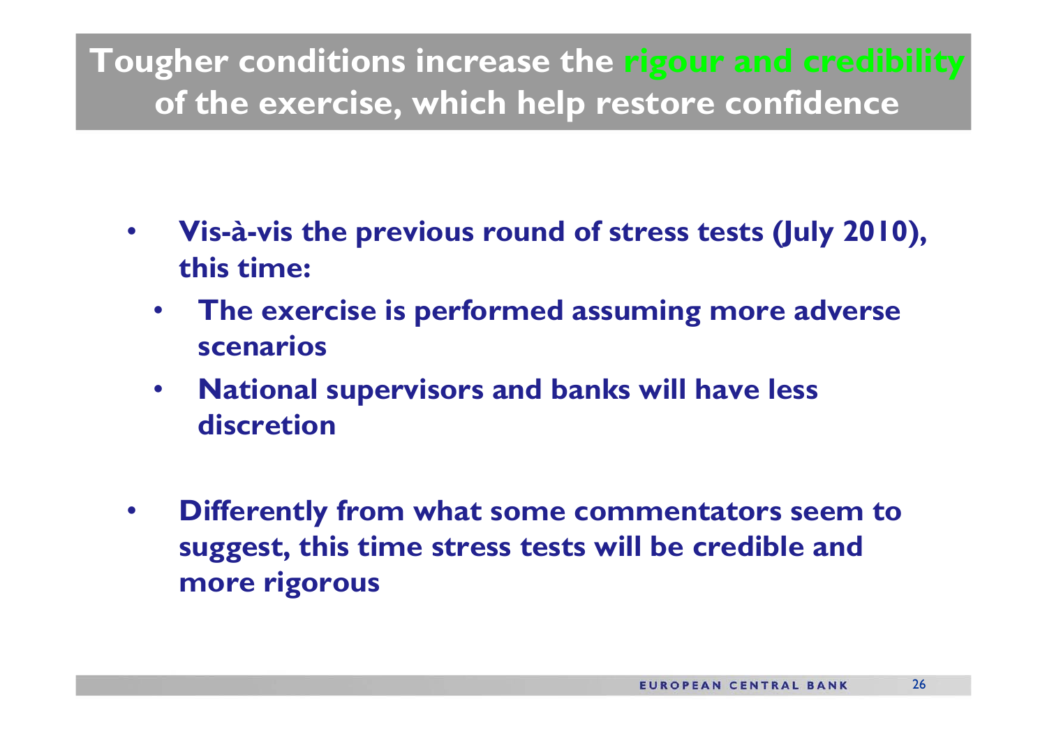# Tougher conditions increase the rigour and credibility of the exercise, which help restore confidence

- **Vis-à-vis the previous round of stress tests (July 2010), this time:**
  - **The exercise is performed assuming more adverse scenarios**
  - **National supervisors and banks will have less discretion**

- **Differently from what some commentators seem to suggest, this time stress tests will be credible and more rigorous**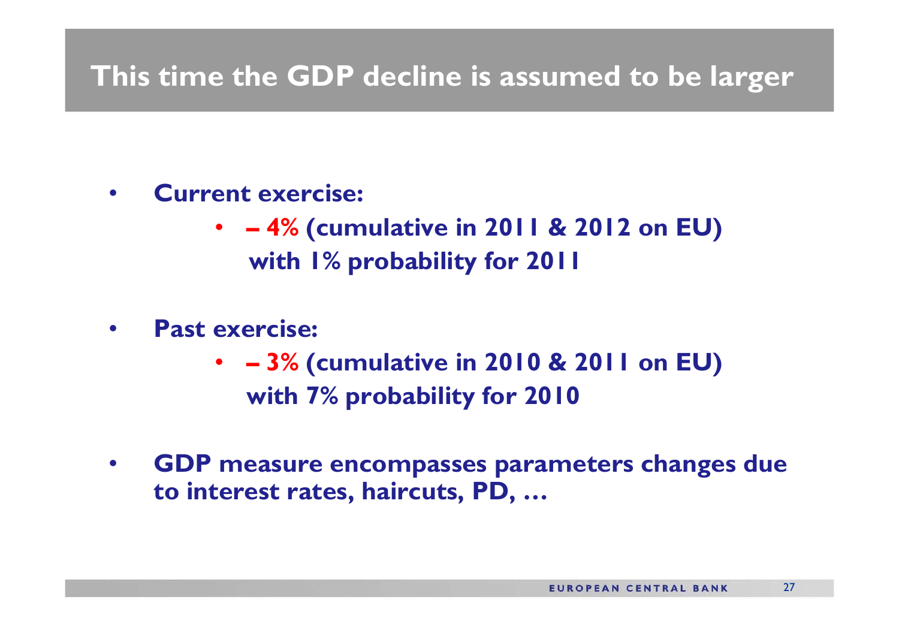# This time the GDP decline is assumed to be larger

- **Current exercise:**
  - **– 4% (cumulative in 2011 & 2012 on EU) with 1% probability for 2011**
- **Past exercise:**
  - **– 3% (cumulative in 2010 & 2011 on EU) with 7% probability for 2010**
- **GDP measure encompasses parameters changes due to interest rates, haircuts, PD, …**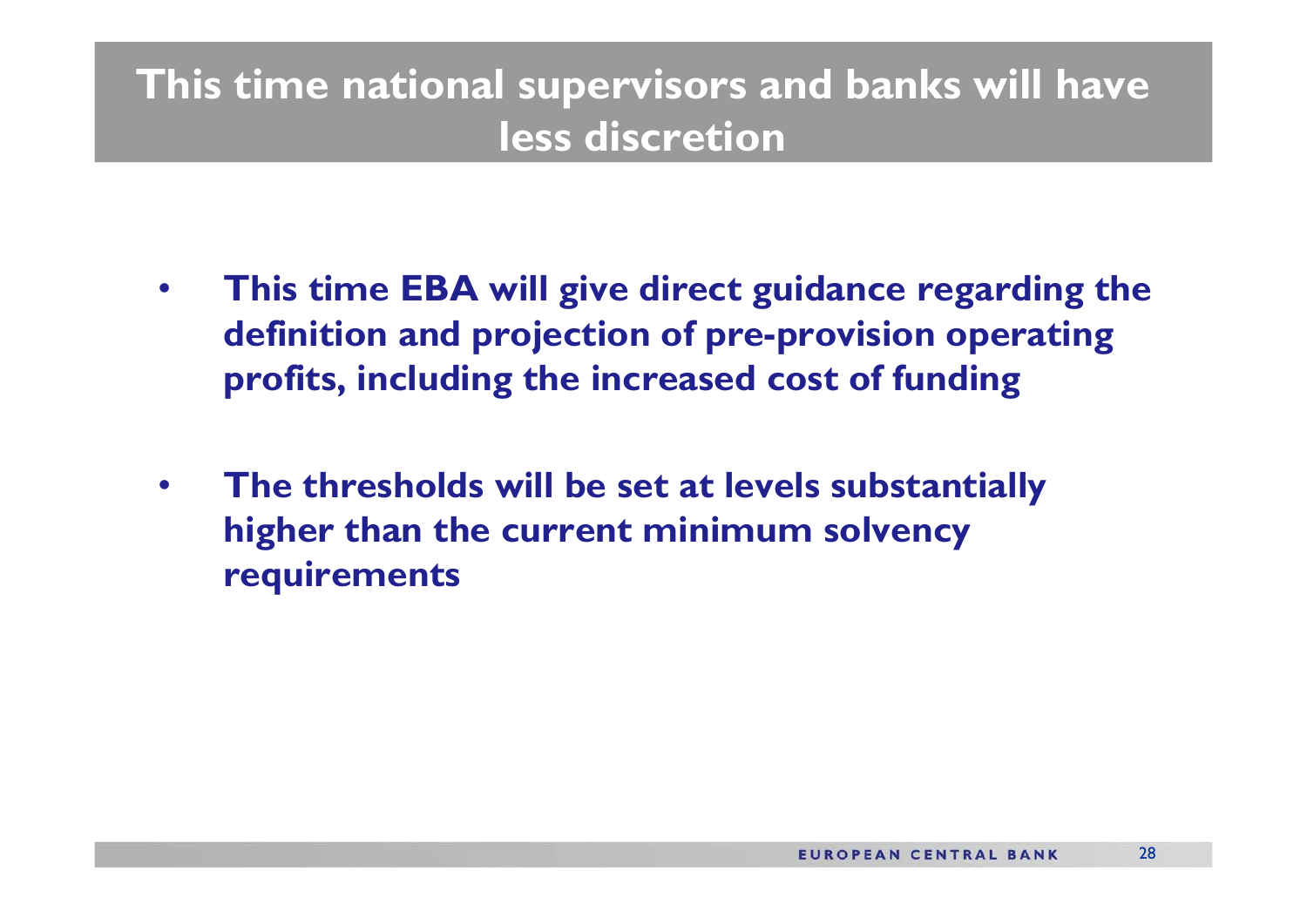# This time national supervisors and banks will have less discretion

- **This time EBA will give direct guidance regarding the definition and projection of pre-provision operating profits, including the increased cost of funding**

- **The thresholds will be set at levels substantially higher than the current minimum solvency requirements**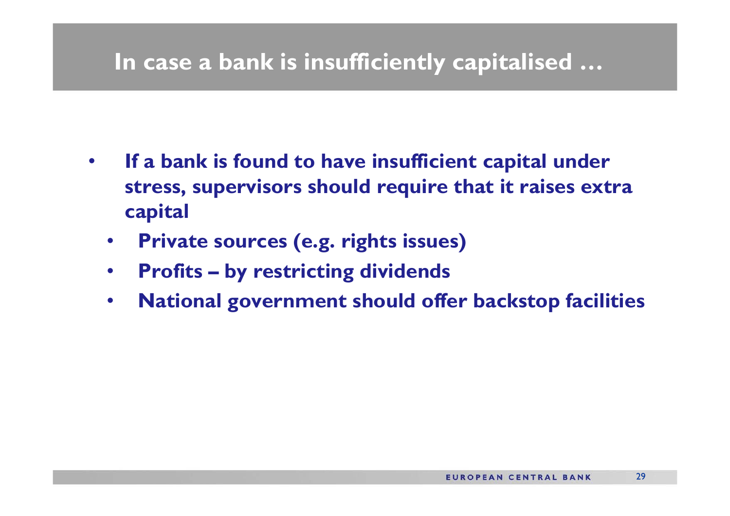# In case a bank is insufficiently capitalised …

- **If a bank is found to have insufficient capital under stress, supervisors should require that it raises extra capital**
  - **Private sources (e.g. rights issues)**
  - **Profits – by restricting dividends**
  - **National government should offer backstop facilities**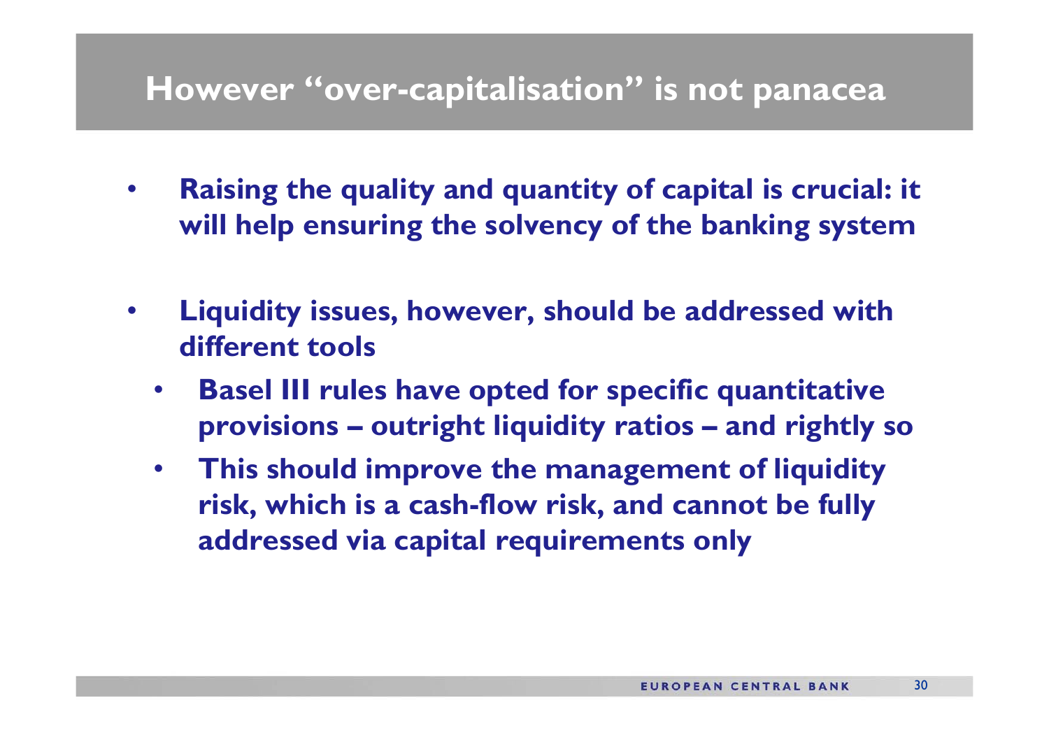# However "over-capitalisation" is not panacea

- **Raising the quality and quantity of capital is crucial: it will help ensuring the solvency of the banking system**
- **Liquidity issues, however, should be addressed with different tools**
  - **Basel III rules have opted for specific quantitative provisions – outright liquidity ratios – and rightly so**
  - **This should improve the management of liquidity risk, which is a cash-flow risk, and cannot be fully addressed via capital requirements only**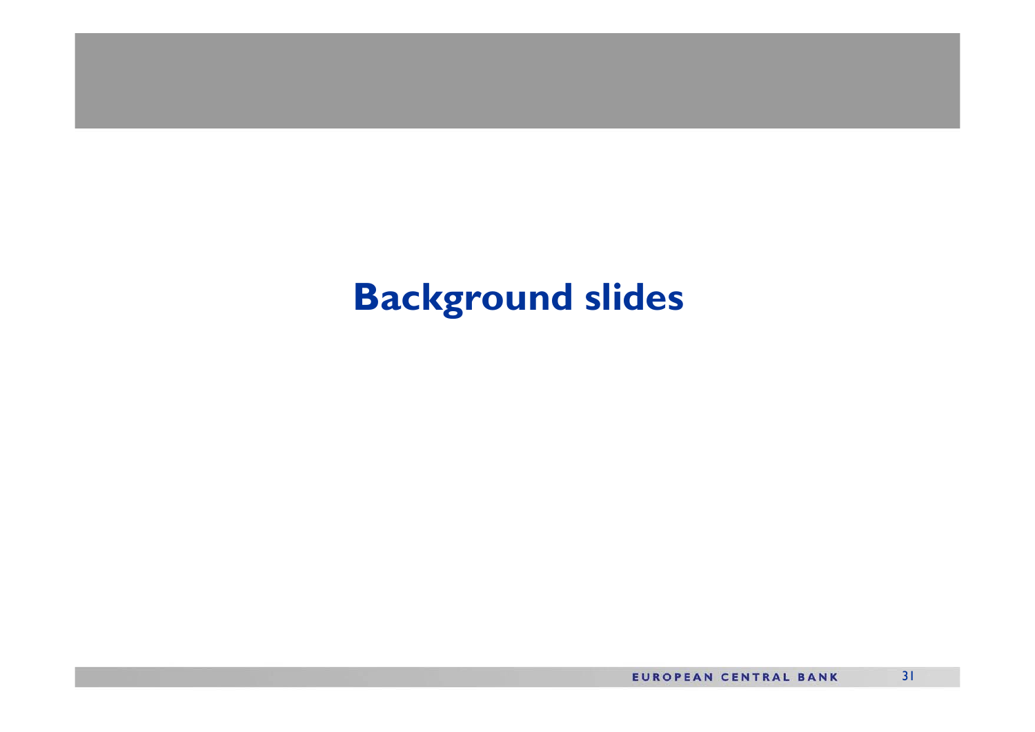# Background slides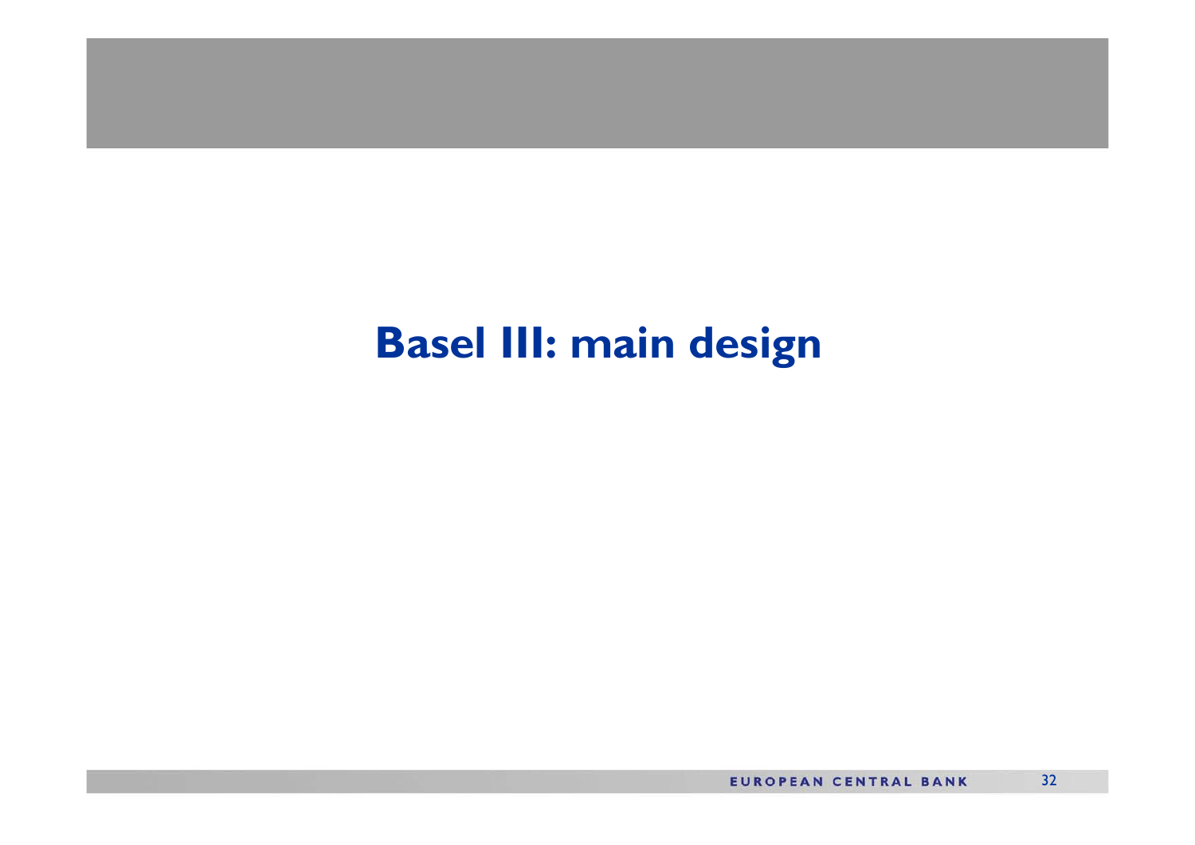# Basel III: main design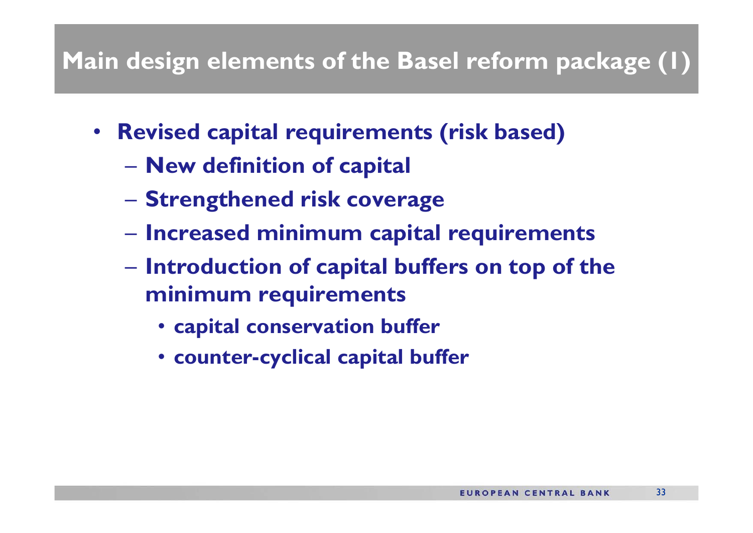# Main design elements of the Basel reform package (1)

- **Revised capital requirements (risk based)**
  - **New definition of capital**
  - **Strengthened risk coverage**
  - **Increased minimum capital requirements**
  - **Introduction of capital buffers on top of the minimum requirements**
    - **capital conservation buffer**
    - **counter-cyclical capital buffer**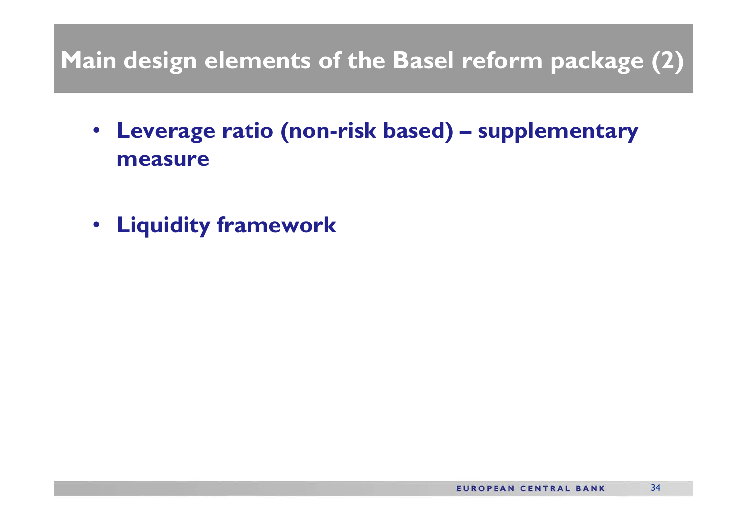# Main design elements of the Basel reform package (2)

- **Leverage ratio (non-risk based) – supplementary measure**
- **Liquidity framework**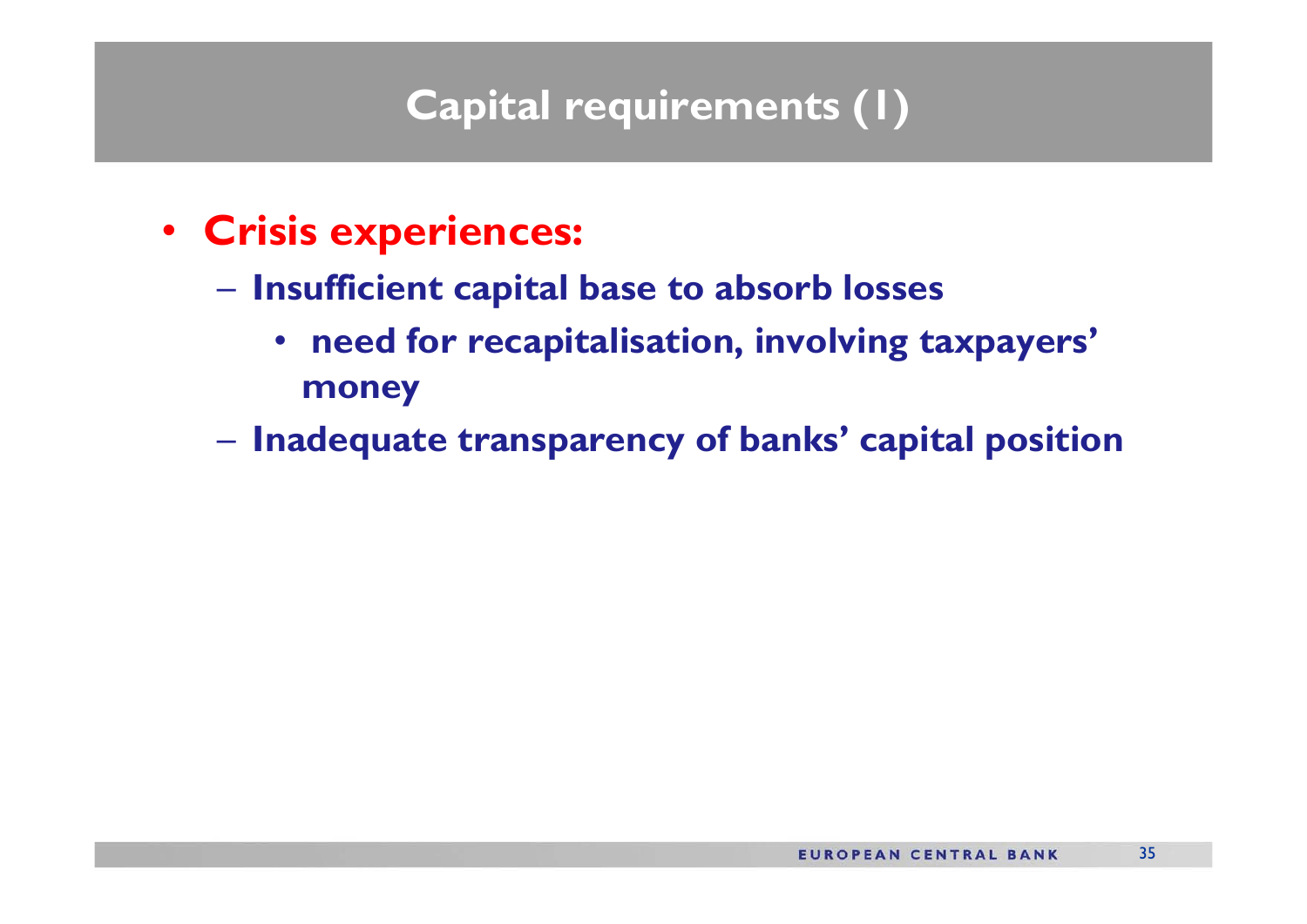# Capital requirements (1)

- **Crisis experiences:**
  - **Insufficient capital base to absorb losses**
    - **need for recapitalisation, involving taxpayers' money**
  - **Inadequate transparency of banks' capital position**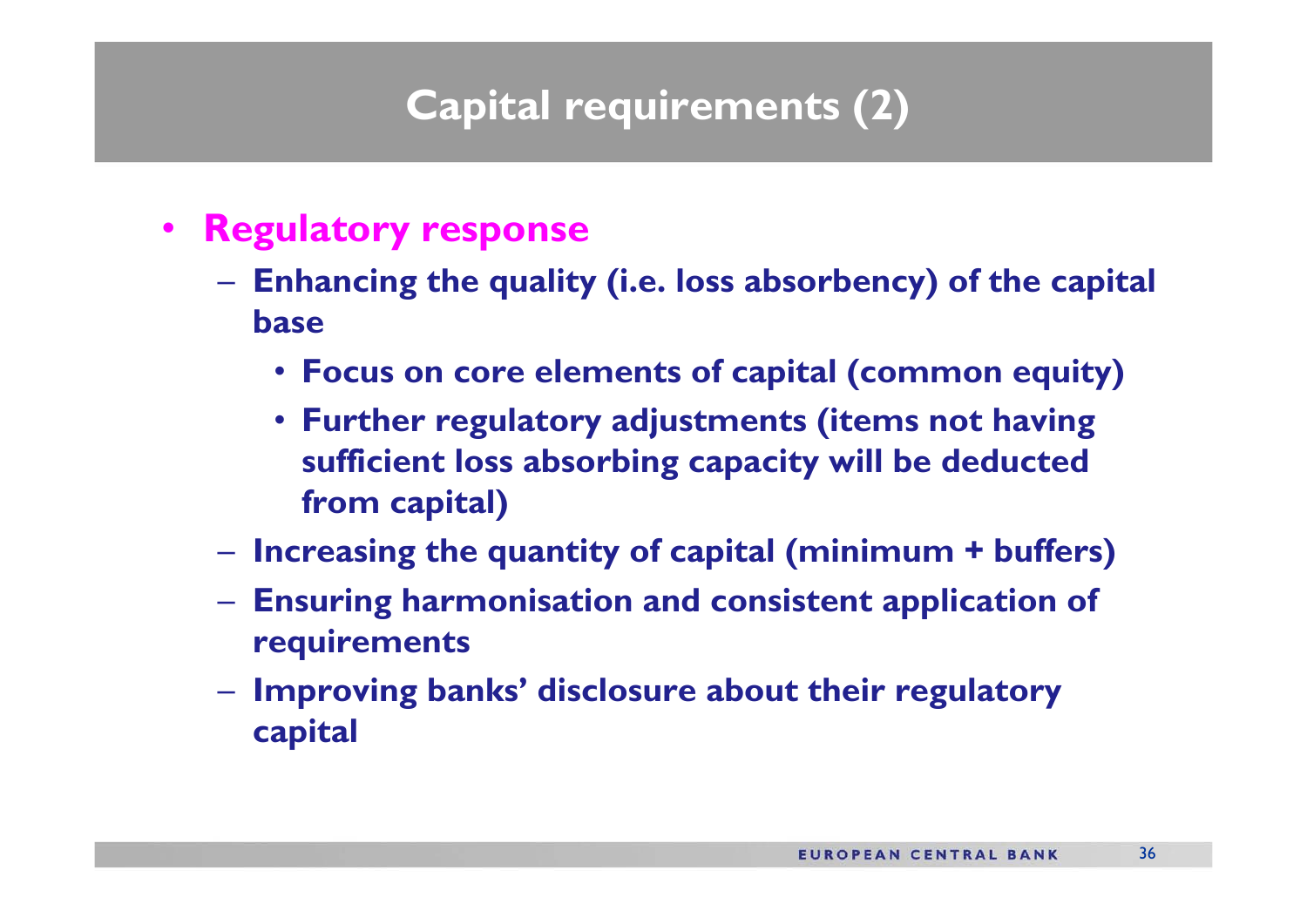# Capital requirements (2)

- **Regulatory response**
  - **Enhancing the quality (i.e. loss absorbency) of the capital base**
    - **Focus on core elements of capital (common equity)**
    - **Further regulatory adjustments (items not having sufficient loss absorbing capacity will be deducted from capital)**
  - **Increasing the quantity of capital (minimum + buffers)**
  - **Ensuring harmonisation and consistent application of requirements**
  - **Improving banks' disclosure about their regulatory capital**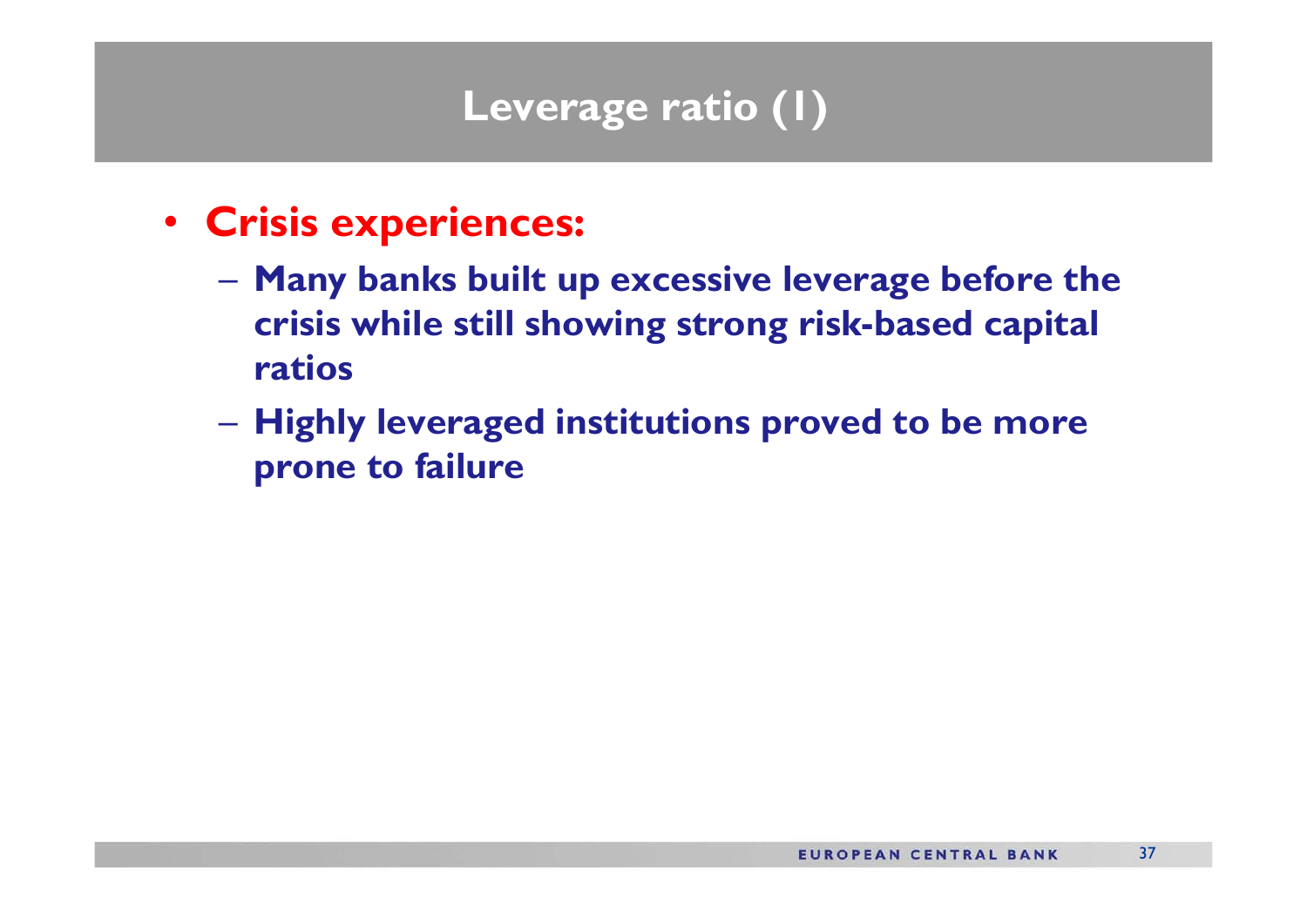# Leverage ratio (1)

- **Crisis experiences:**
  - **Many banks built up excessive leverage before the crisis while still showing strong risk-based capital ratios**
  - **Highly leveraged institutions proved to be more prone to failure**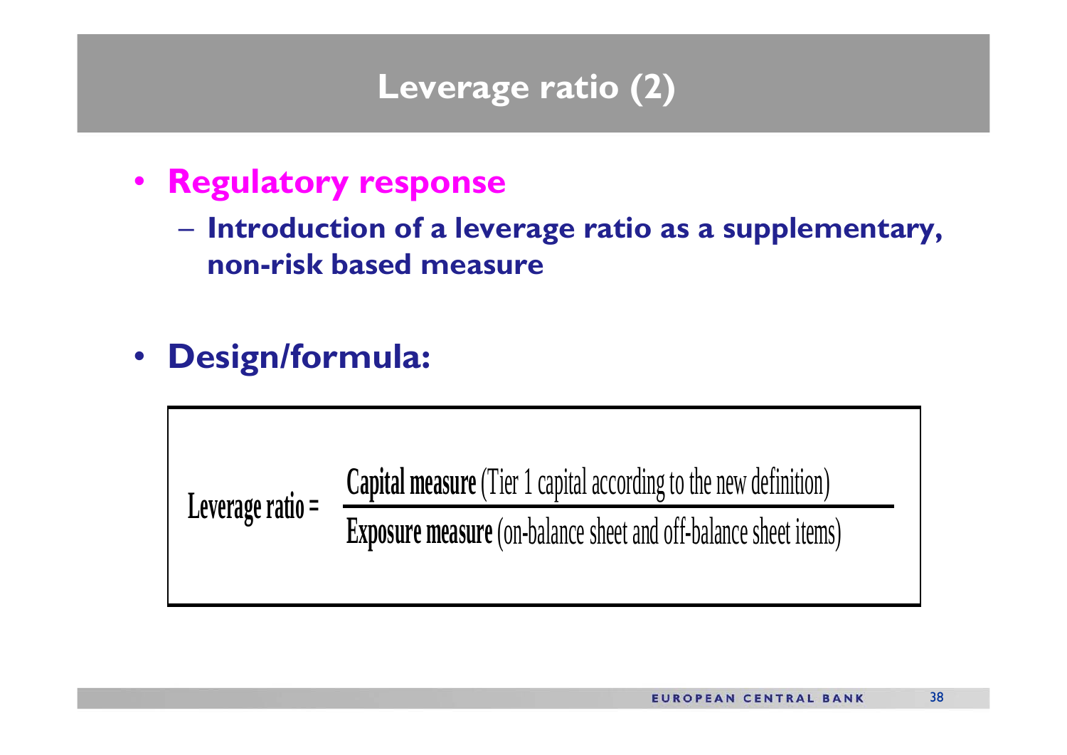# Leverage ratio (2)

- **Regulatory response**
  - **Introduction of a leverage ratio as a supplementary, non-risk based measure**

- **Design/formula:**

$$\textbf{Leverage ratio} = \frac{\textbf{Capital measure} \text{ (Tier 1 capital according to the new definition)}}{\textbf{Exposure measure} \text{ (on-balance sheet and off-balance sheet items)}}$$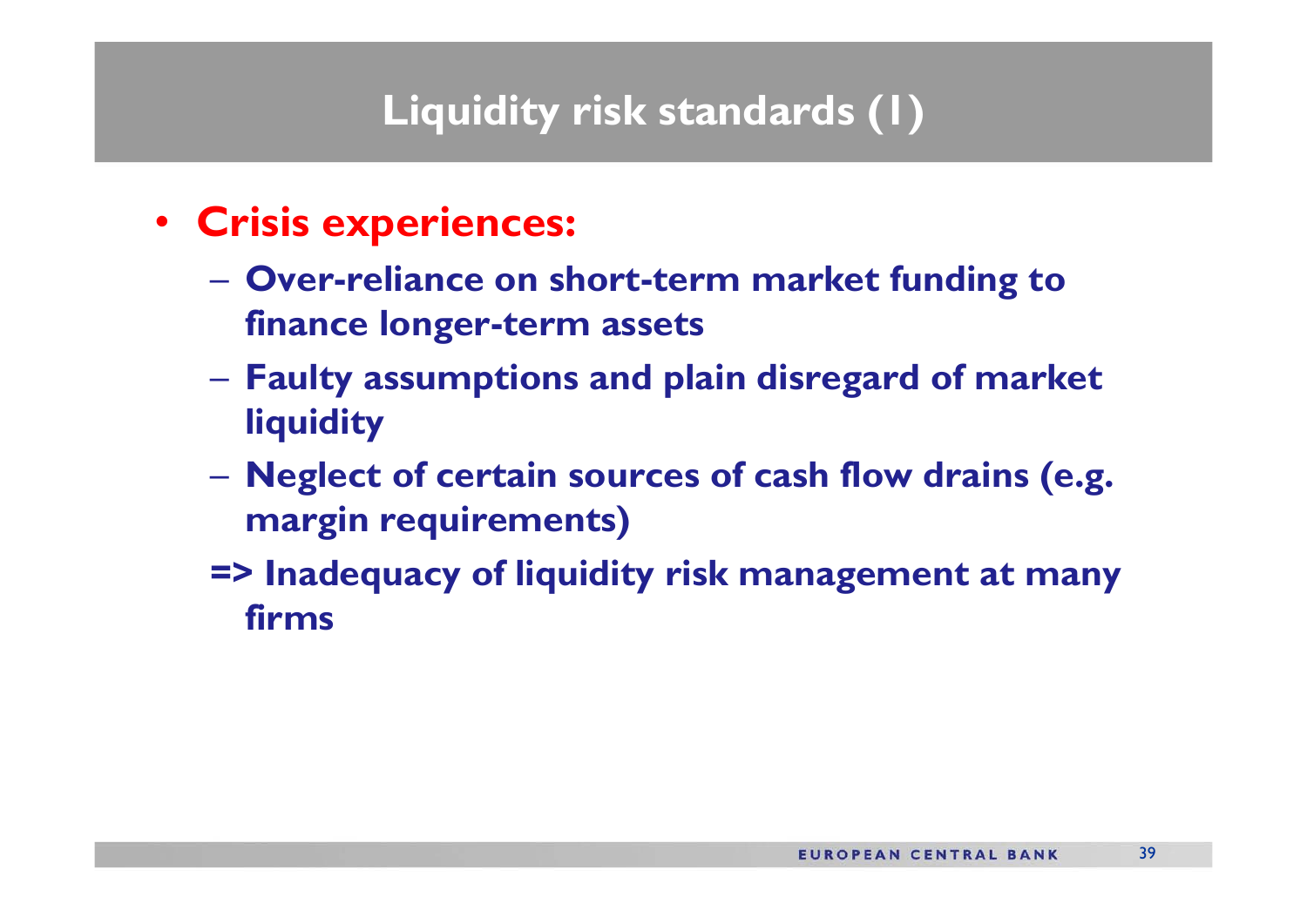# Liquidity risk standards (1)

- **Crisis experiences:**
  - **Over-reliance on short-term market funding to finance longer-term assets**
  - **Faulty assumptions and plain disregard of market liquidity**
  - **Neglect of certain sources of cash flow drains (e.g. margin requirements)**

  **=> Inadequacy of liquidity risk management at many firms**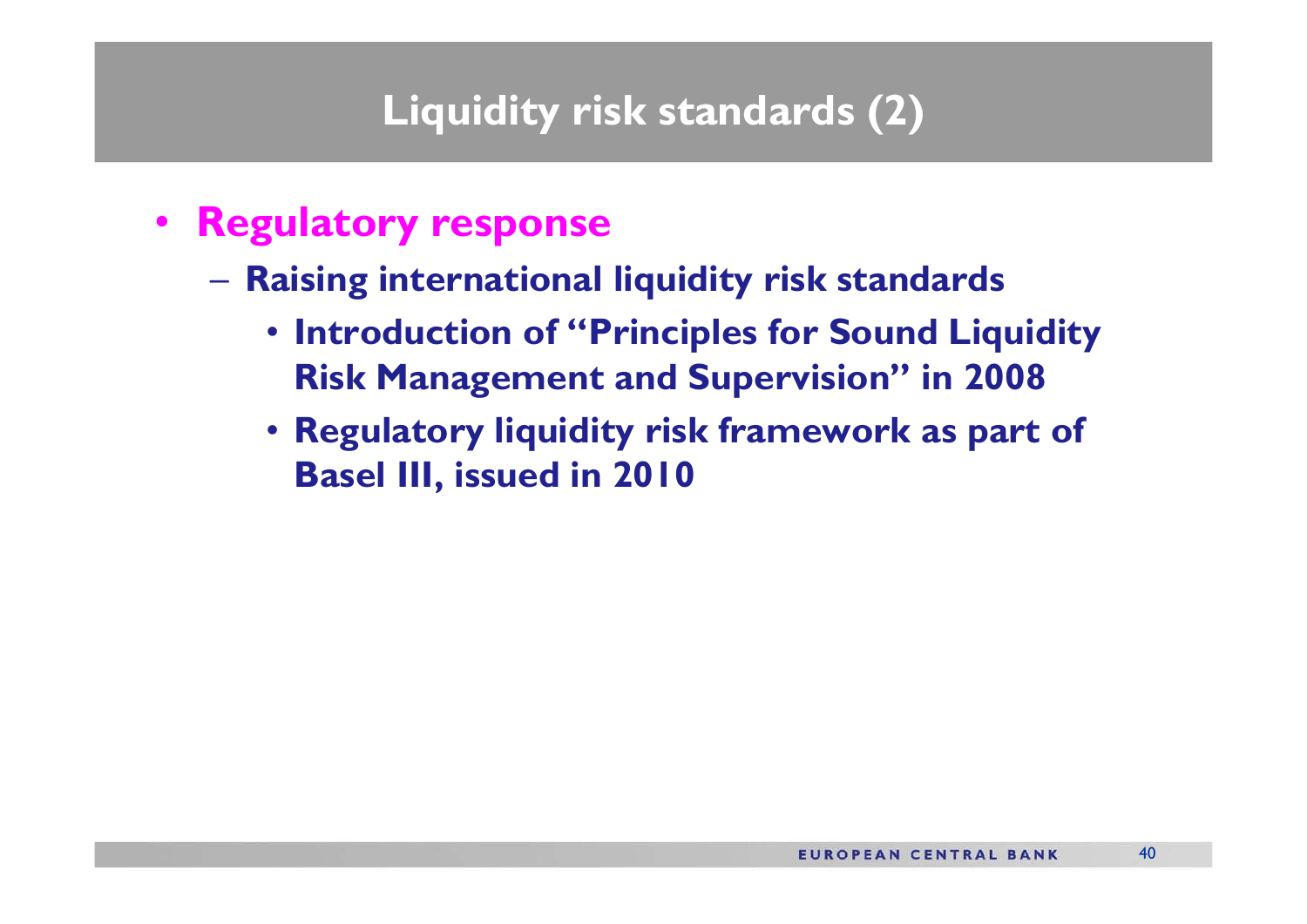# Liquidity risk standards (2)

- **Regulatory response**
  - **Raising international liquidity risk standards**
    - **Introduction of "Principles for Sound Liquidity Risk Management and Supervision" in 2008**
    - **Regulatory liquidity risk framework as part of Basel III, issued in 2010**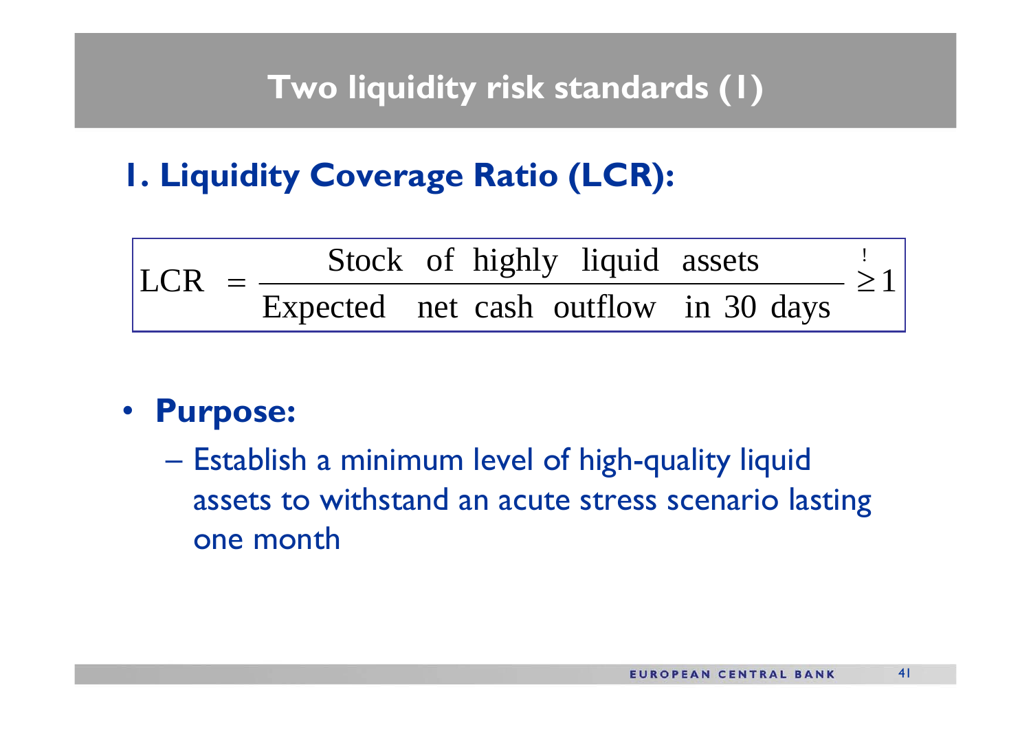# Two liquidity risk standards (1)

## 1. Liquidity Coverage Ratio (LCR):

$$\text{LCR} = \frac{\text{Stock of highly liquid assets}}{\text{Expected net cash outflow in 30 days}} \overset{!}{\geq} 1$$

- **Purpose:**
  - Establish a minimum level of high-quality liquid assets to withstand an acute stress scenario lasting one month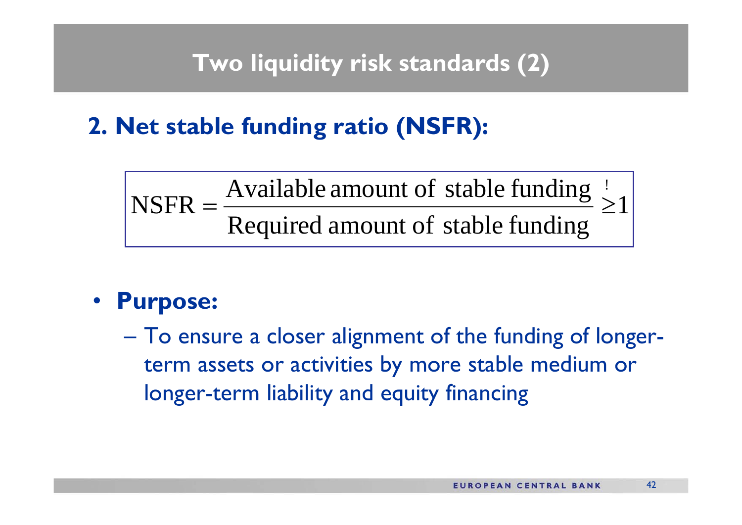# Two liquidity risk standards (2)

## 2. Net stable funding ratio (NSFR):

$$\text{NSFR} = \frac{\text{Available amount of stable funding}}{\text{Required amount of stable funding}} \overset{!}{\geq} 1$$

- **Purpose:**
  - To ensure a closer alignment of the funding of longer-term assets or activities by more stable medium or longer-term liability and equity financing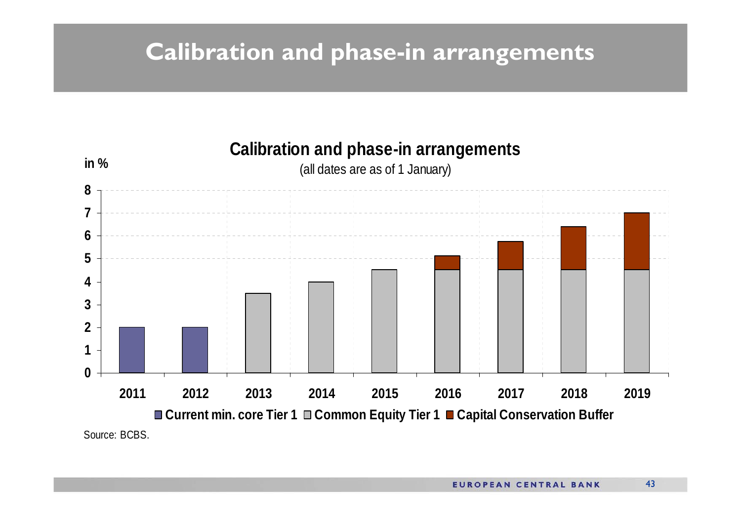# Calibration and phase-in arrangements

**Calibration and phase-in arrangements**

(all dates are as of 1 January)

in %

| Year | Current min. core Tier 1 | Common Equity Tier 1 | Capital Conservation Buffer |
|---|---|---|---|
| 2011 | 2 | | |
| 2012 | 2 | | |
| 2013 | | 3.5 | |
| 2014 | | 4 | |
| 2015 | | 4.5 | |
| 2016 | | 4.5 | 0.625 |
| 2017 | | 4.5 | 1.25 |
| 2018 | | 4.5 | 1.875 |
| 2019 | | 4.5 | 2.5 |

Source: BCBS.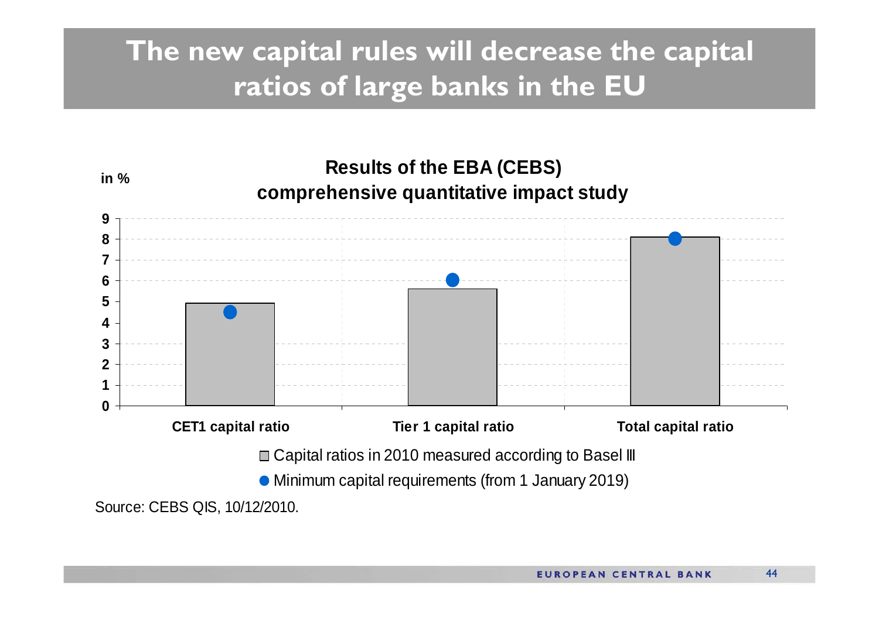# The new capital rules will decrease the capital ratios of large banks in the EU

**Results of the EBA (CEBS) comprehensive quantitative impact study**

in %

| | Capital ratios in 2010 measured according to Basel III | Minimum capital requirements (from 1 January 2019) |
|---|---|---|
| CET1 capital ratio | 4.9 | 4.5 |
| Tier 1 capital ratio | 5.6 | 6.0 |
| Total capital ratio | 8.1 | 8.0 |

Source: CEBS QIS, 10/12/2010.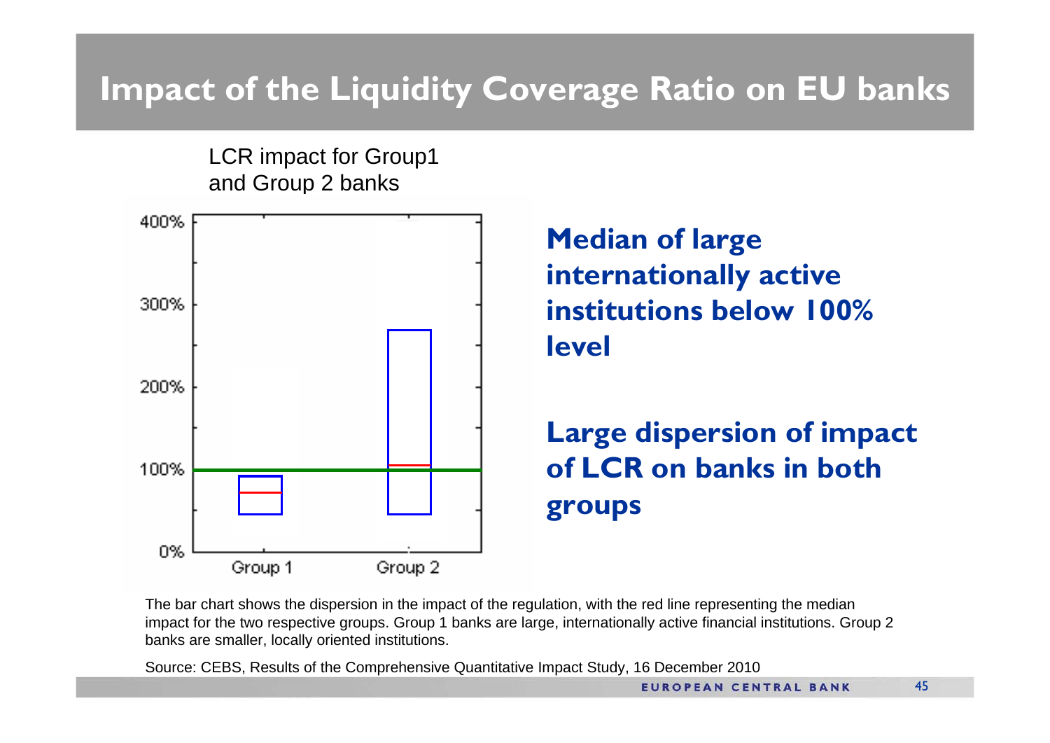# Impact of the Liquidity Coverage Ratio on EU banks

LCR impact for Group1 and Group 2 banks

400%

300%

200%

100%

0%

Group 1 Group 2

**Median of large internationally active institutions below 100% level**

**Large dispersion of impact of LCR on banks in both groups**

The bar chart shows the dispersion in the impact of the regulation, with the red line representing the median impact for the two respective groups. Group 1 banks are large, internationally active financial institutions. Group 2 banks are smaller, locally oriented institutions.

Source: CEBS, Results of the Comprehensive Quantitative Impact Study, 16 December 2010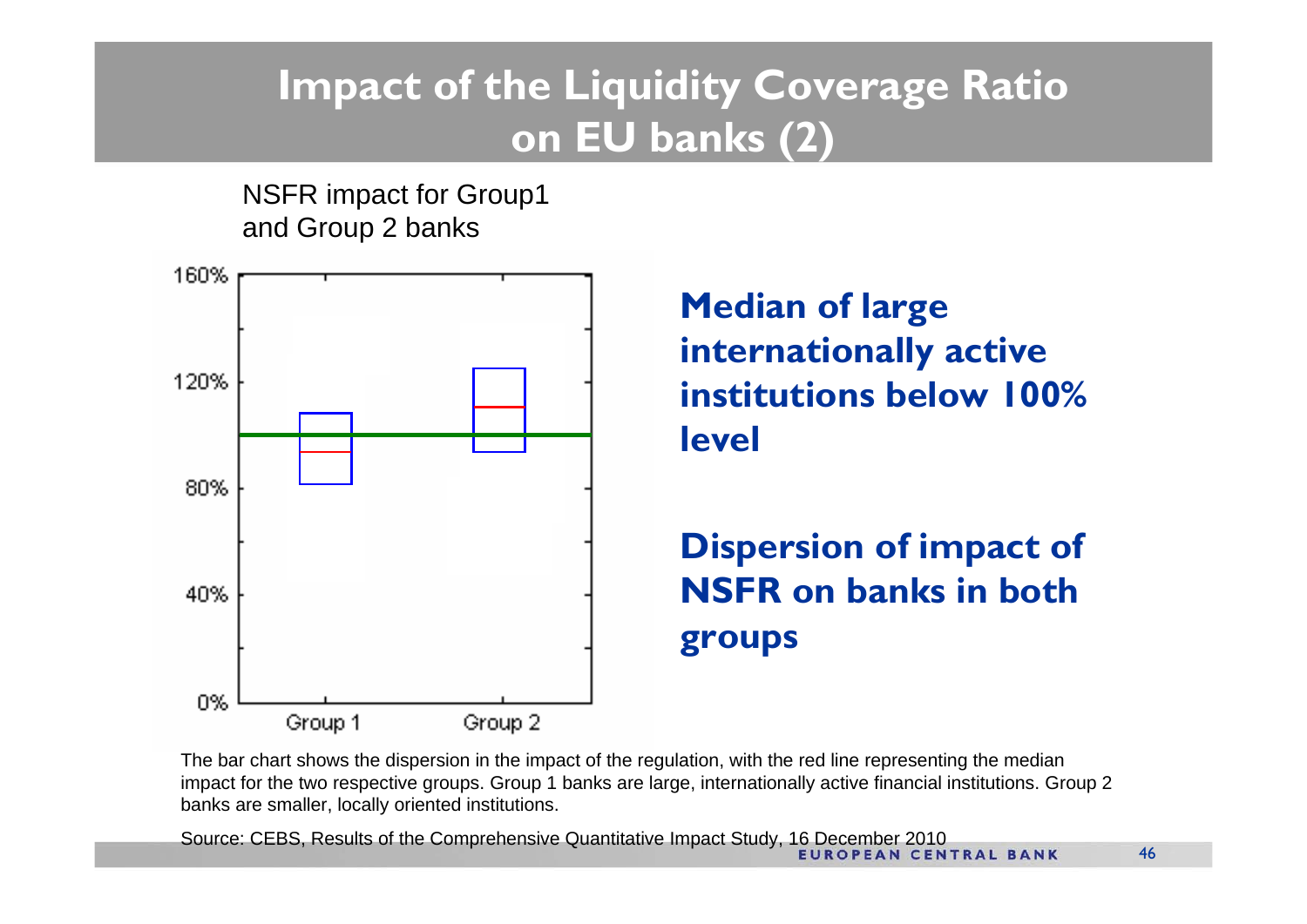# Impact of the Liquidity Coverage Ratio on EU banks (2)

NSFR impact for Group1 and Group 2 banks

**Median of large internationally active institutions below 100% level**

**Dispersion of impact of NSFR on banks in both groups**

The bar chart shows the dispersion in the impact of the regulation, with the red line representing the median impact for the two respective groups. Group 1 banks are large, internationally active financial institutions. Group 2 banks are smaller, locally oriented institutions.

Source: CEBS, Results of the Comprehensive Quantitative Impact Study, 16 December 2010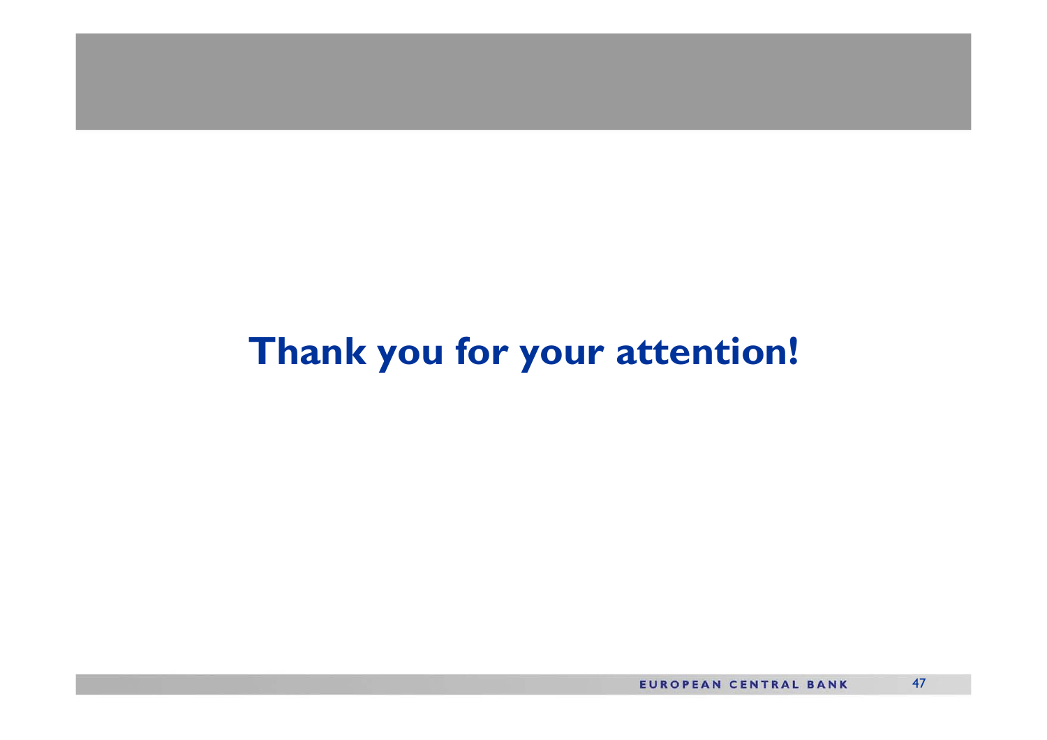**Thank you for your attention!**